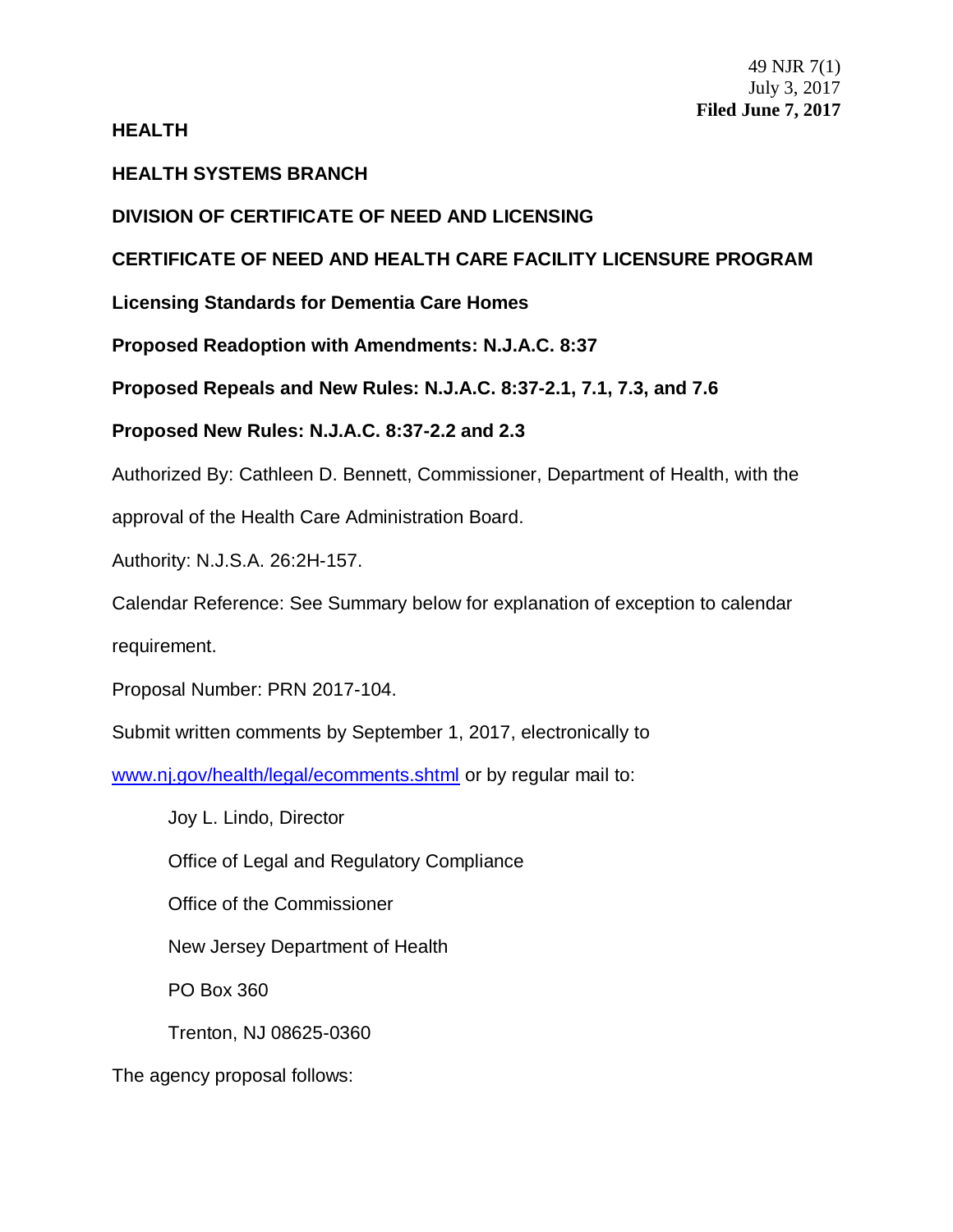49 NJR 7(1)
July 3, 2017
**Filed June 7, 2017**

**HEALTH**

**HEALTH SYSTEMS BRANCH**

**DIVISION OF CERTIFICATE OF NEED AND LICENSING**

**CERTIFICATE OF NEED AND HEALTH CARE FACILITY LICENSURE PROGRAM**

**Licensing Standards for Dementia Care Homes**

**Proposed Readoption with Amendments: N.J.A.C. 8:37**

**Proposed Repeals and New Rules: N.J.A.C. 8:37-2.1, 7.1, 7.3, and 7.6**

**Proposed New Rules: N.J.A.C. 8:37-2.2 and 2.3**

Authorized By: Cathleen D. Bennett, Commissioner, Department of Health, with the approval of the Health Care Administration Board.

Authority: N.J.S.A. 26:2H-157.

Calendar Reference: See Summary below for explanation of exception to calendar requirement.

Proposal Number: PRN 2017-104.

Submit written comments by September 1, 2017, electronically to [www.nj.gov/health/legal/ecomments.shtml](www.nj.gov/health/legal/ecomments.shtml) or by regular mail to:

Joy L. Lindo, Director

Office of Legal and Regulatory Compliance

Office of the Commissioner

New Jersey Department of Health

PO Box 360

Trenton, NJ 08625-0360

The agency proposal follows: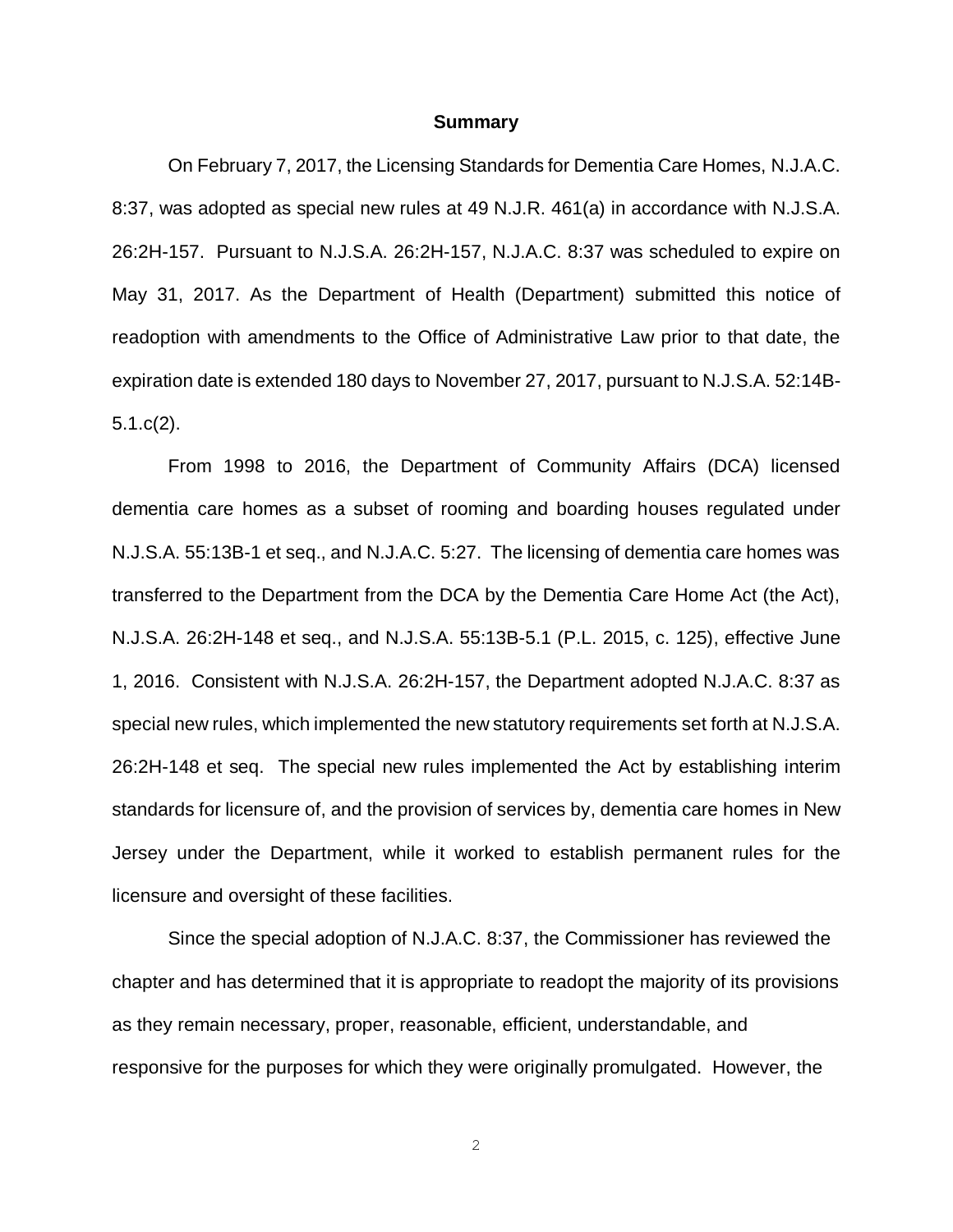## Summary

On February 7, 2017, the Licensing Standards for Dementia Care Homes, N.J.A.C. 8:37, was adopted as special new rules at 49 N.J.R. 461(a) in accordance with N.J.S.A. 26:2H-157. Pursuant to N.J.S.A. 26:2H-157, N.J.A.C. 8:37 was scheduled to expire on May 31, 2017. As the Department of Health (Department) submitted this notice of readoption with amendments to the Office of Administrative Law prior to that date, the expiration date is extended 180 days to November 27, 2017, pursuant to N.J.S.A. 52:14B-5.1.c(2).

From 1998 to 2016, the Department of Community Affairs (DCA) licensed dementia care homes as a subset of rooming and boarding houses regulated under N.J.S.A. 55:13B-1 et seq., and N.J.A.C. 5:27. The licensing of dementia care homes was transferred to the Department from the DCA by the Dementia Care Home Act (the Act), N.J.S.A. 26:2H-148 et seq., and N.J.S.A. 55:13B-5.1 (P.L. 2015, c. 125), effective June 1, 2016. Consistent with N.J.S.A. 26:2H-157, the Department adopted N.J.A.C. 8:37 as special new rules, which implemented the new statutory requirements set forth at N.J.S.A. 26:2H-148 et seq. The special new rules implemented the Act by establishing interim standards for licensure of, and the provision of services by, dementia care homes in New Jersey under the Department, while it worked to establish permanent rules for the licensure and oversight of these facilities.

Since the special adoption of N.J.A.C. 8:37, the Commissioner has reviewed the chapter and has determined that it is appropriate to readopt the majority of its provisions as they remain necessary, proper, reasonable, efficient, understandable, and responsive for the purposes for which they were originally promulgated. However, the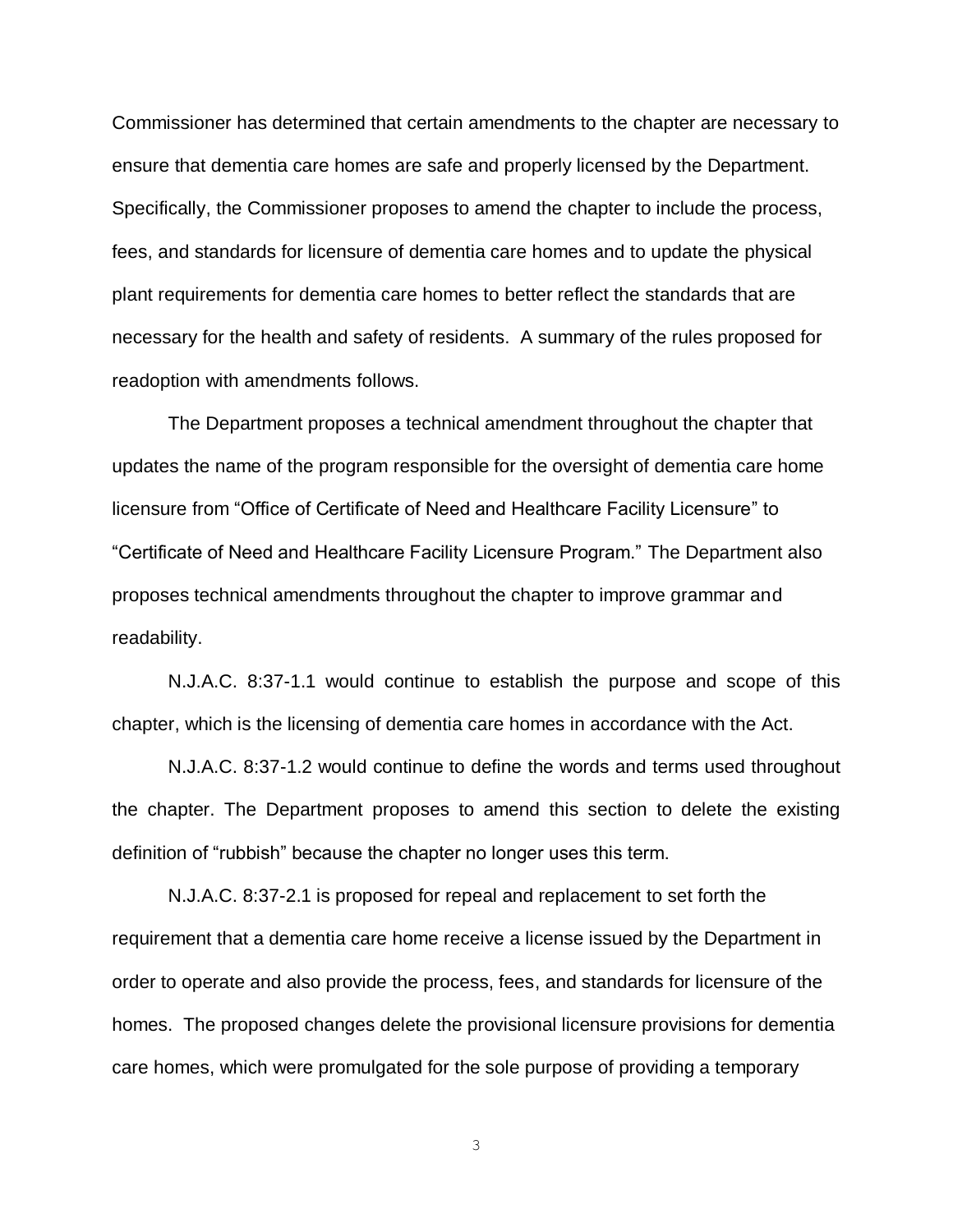Commissioner has determined that certain amendments to the chapter are necessary to ensure that dementia care homes are safe and properly licensed by the Department. Specifically, the Commissioner proposes to amend the chapter to include the process, fees, and standards for licensure of dementia care homes and to update the physical plant requirements for dementia care homes to better reflect the standards that are necessary for the health and safety of residents. A summary of the rules proposed for readoption with amendments follows.

The Department proposes a technical amendment throughout the chapter that updates the name of the program responsible for the oversight of dementia care home licensure from "Office of Certificate of Need and Healthcare Facility Licensure" to "Certificate of Need and Healthcare Facility Licensure Program." The Department also proposes technical amendments throughout the chapter to improve grammar and readability.

N.J.A.C. 8:37-1.1 would continue to establish the purpose and scope of this chapter, which is the licensing of dementia care homes in accordance with the Act.

N.J.A.C. 8:37-1.2 would continue to define the words and terms used throughout the chapter. The Department proposes to amend this section to delete the existing definition of "rubbish" because the chapter no longer uses this term.

N.J.A.C. 8:37-2.1 is proposed for repeal and replacement to set forth the requirement that a dementia care home receive a license issued by the Department in order to operate and also provide the process, fees, and standards for licensure of the homes. The proposed changes delete the provisional licensure provisions for dementia care homes, which were promulgated for the sole purpose of providing a temporary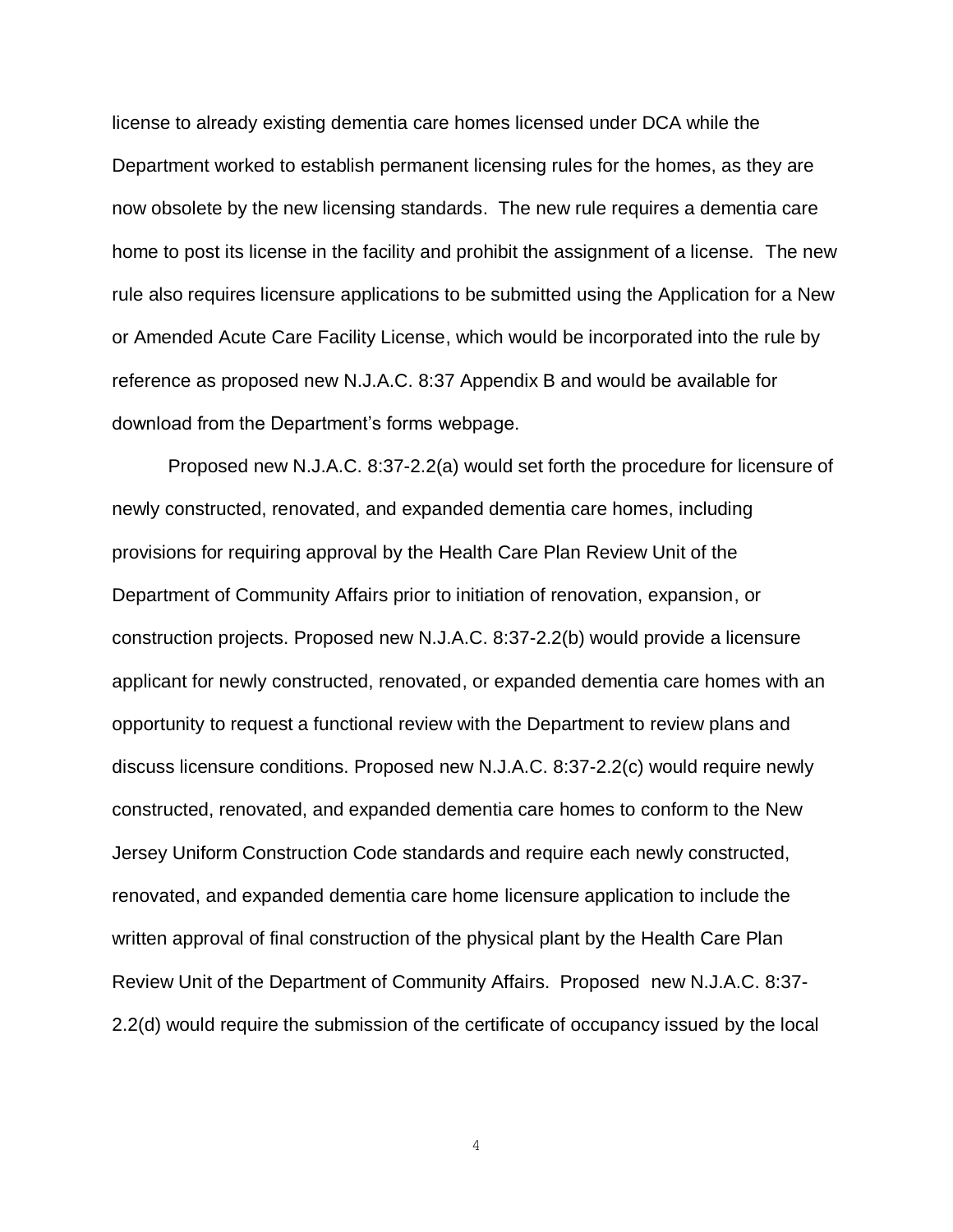license to already existing dementia care homes licensed under DCA while the Department worked to establish permanent licensing rules for the homes, as they are now obsolete by the new licensing standards. The new rule requires a dementia care home to post its license in the facility and prohibit the assignment of a license. The new rule also requires licensure applications to be submitted using the Application for a New or Amended Acute Care Facility License, which would be incorporated into the rule by reference as proposed new N.J.A.C. 8:37 Appendix B and would be available for download from the Department's forms webpage.

Proposed new N.J.A.C. 8:37-2.2(a) would set forth the procedure for licensure of newly constructed, renovated, and expanded dementia care homes, including provisions for requiring approval by the Health Care Plan Review Unit of the Department of Community Affairs prior to initiation of renovation, expansion, or construction projects. Proposed new N.J.A.C. 8:37-2.2(b) would provide a licensure applicant for newly constructed, renovated, or expanded dementia care homes with an opportunity to request a functional review with the Department to review plans and discuss licensure conditions. Proposed new N.J.A.C. 8:37-2.2(c) would require newly constructed, renovated, and expanded dementia care homes to conform to the New Jersey Uniform Construction Code standards and require each newly constructed, renovated, and expanded dementia care home licensure application to include the written approval of final construction of the physical plant by the Health Care Plan Review Unit of the Department of Community Affairs. Proposed new N.J.A.C. 8:37-2.2(d) would require the submission of the certificate of occupancy issued by the local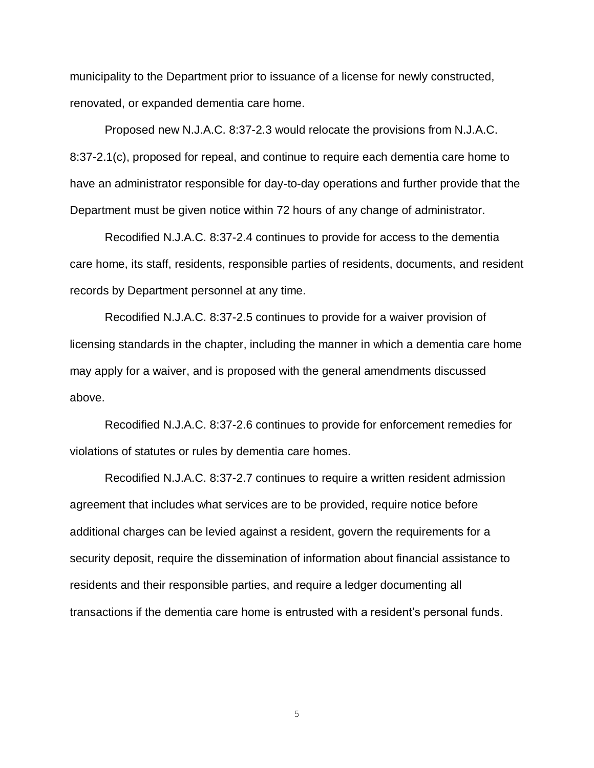municipality to the Department prior to issuance of a license for newly constructed, renovated, or expanded dementia care home.

Proposed new N.J.A.C. 8:37-2.3 would relocate the provisions from N.J.A.C. 8:37-2.1(c), proposed for repeal, and continue to require each dementia care home to have an administrator responsible for day-to-day operations and further provide that the Department must be given notice within 72 hours of any change of administrator.

Recodified N.J.A.C. 8:37-2.4 continues to provide for access to the dementia care home, its staff, residents, responsible parties of residents, documents, and resident records by Department personnel at any time.

Recodified N.J.A.C. 8:37-2.5 continues to provide for a waiver provision of licensing standards in the chapter, including the manner in which a dementia care home may apply for a waiver, and is proposed with the general amendments discussed above.

Recodified N.J.A.C. 8:37-2.6 continues to provide for enforcement remedies for violations of statutes or rules by dementia care homes.

Recodified N.J.A.C. 8:37-2.7 continues to require a written resident admission agreement that includes what services are to be provided, require notice before additional charges can be levied against a resident, govern the requirements for a security deposit, require the dissemination of information about financial assistance to residents and their responsible parties, and require a ledger documenting all transactions if the dementia care home is entrusted with a resident's personal funds.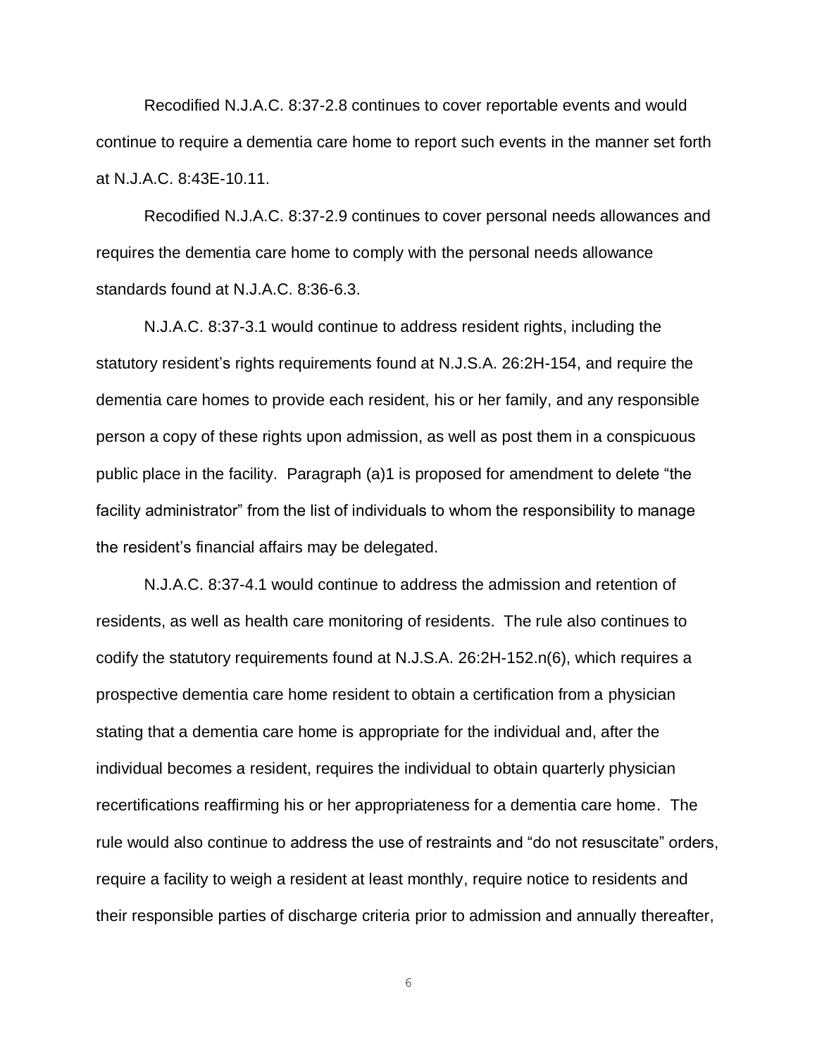Recodified N.J.A.C. 8:37-2.8 continues to cover reportable events and would continue to require a dementia care home to report such events in the manner set forth at N.J.A.C. 8:43E-10.11.

Recodified N.J.A.C. 8:37-2.9 continues to cover personal needs allowances and requires the dementia care home to comply with the personal needs allowance standards found at N.J.A.C. 8:36-6.3.

N.J.A.C. 8:37-3.1 would continue to address resident rights, including the statutory resident's rights requirements found at N.J.S.A. 26:2H-154, and require the dementia care homes to provide each resident, his or her family, and any responsible person a copy of these rights upon admission, as well as post them in a conspicuous public place in the facility. Paragraph (a)1 is proposed for amendment to delete "the facility administrator" from the list of individuals to whom the responsibility to manage the resident's financial affairs may be delegated.

N.J.A.C. 8:37-4.1 would continue to address the admission and retention of residents, as well as health care monitoring of residents. The rule also continues to codify the statutory requirements found at N.J.S.A. 26:2H-152.n(6), which requires a prospective dementia care home resident to obtain a certification from a physician stating that a dementia care home is appropriate for the individual and, after the individual becomes a resident, requires the individual to obtain quarterly physician recertifications reaffirming his or her appropriateness for a dementia care home. The rule would also continue to address the use of restraints and "do not resuscitate" orders, require a facility to weigh a resident at least monthly, require notice to residents and their responsible parties of discharge criteria prior to admission and annually thereafter,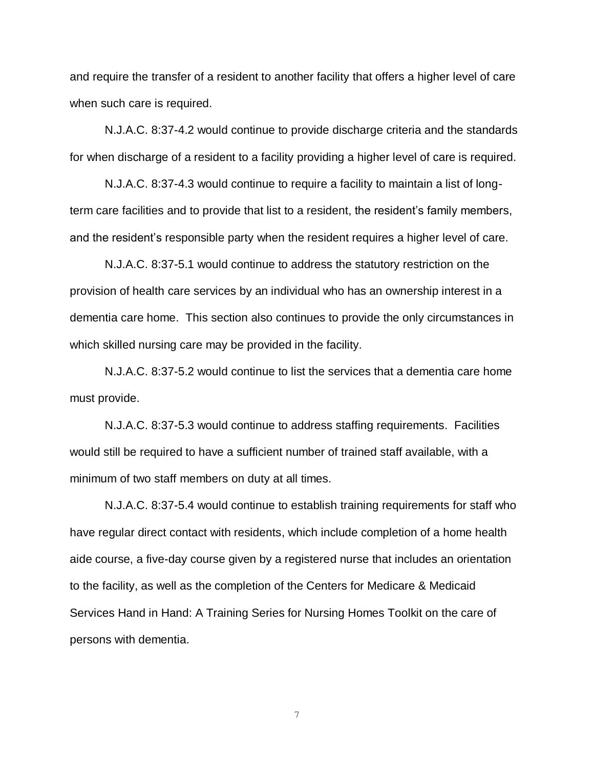and require the transfer of a resident to another facility that offers a higher level of care when such care is required.

N.J.A.C. 8:37-4.2 would continue to provide discharge criteria and the standards for when discharge of a resident to a facility providing a higher level of care is required.

N.J.A.C. 8:37-4.3 would continue to require a facility to maintain a list of long-term care facilities and to provide that list to a resident, the resident's family members, and the resident's responsible party when the resident requires a higher level of care.

N.J.A.C. 8:37-5.1 would continue to address the statutory restriction on the provision of health care services by an individual who has an ownership interest in a dementia care home. This section also continues to provide the only circumstances in which skilled nursing care may be provided in the facility.

N.J.A.C. 8:37-5.2 would continue to list the services that a dementia care home must provide.

N.J.A.C. 8:37-5.3 would continue to address staffing requirements. Facilities would still be required to have a sufficient number of trained staff available, with a minimum of two staff members on duty at all times.

N.J.A.C. 8:37-5.4 would continue to establish training requirements for staff who have regular direct contact with residents, which include completion of a home health aide course, a five-day course given by a registered nurse that includes an orientation to the facility, as well as the completion of the Centers for Medicare & Medicaid Services Hand in Hand: A Training Series for Nursing Homes Toolkit on the care of persons with dementia.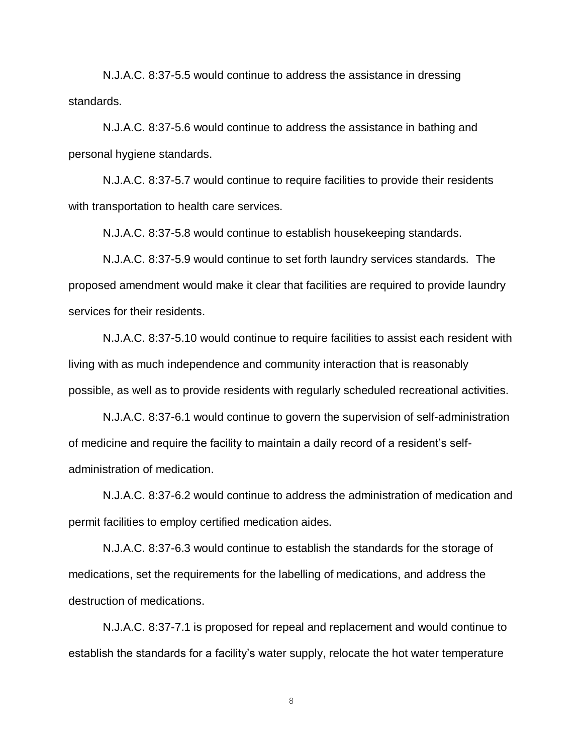N.J.A.C. 8:37-5.5 would continue to address the assistance in dressing standards.

N.J.A.C. 8:37-5.6 would continue to address the assistance in bathing and personal hygiene standards.

N.J.A.C. 8:37-5.7 would continue to require facilities to provide their residents with transportation to health care services.

N.J.A.C. 8:37-5.8 would continue to establish housekeeping standards.

N.J.A.C. 8:37-5.9 would continue to set forth laundry services standards. The proposed amendment would make it clear that facilities are required to provide laundry services for their residents.

N.J.A.C. 8:37-5.10 would continue to require facilities to assist each resident with living with as much independence and community interaction that is reasonably possible, as well as to provide residents with regularly scheduled recreational activities.

N.J.A.C. 8:37-6.1 would continue to govern the supervision of self-administration of medicine and require the facility to maintain a daily record of a resident's self-administration of medication.

N.J.A.C. 8:37-6.2 would continue to address the administration of medication and permit facilities to employ certified medication aides.

N.J.A.C. 8:37-6.3 would continue to establish the standards for the storage of medications, set the requirements for the labelling of medications, and address the destruction of medications.

N.J.A.C. 8:37-7.1 is proposed for repeal and replacement and would continue to establish the standards for a facility's water supply, relocate the hot water temperature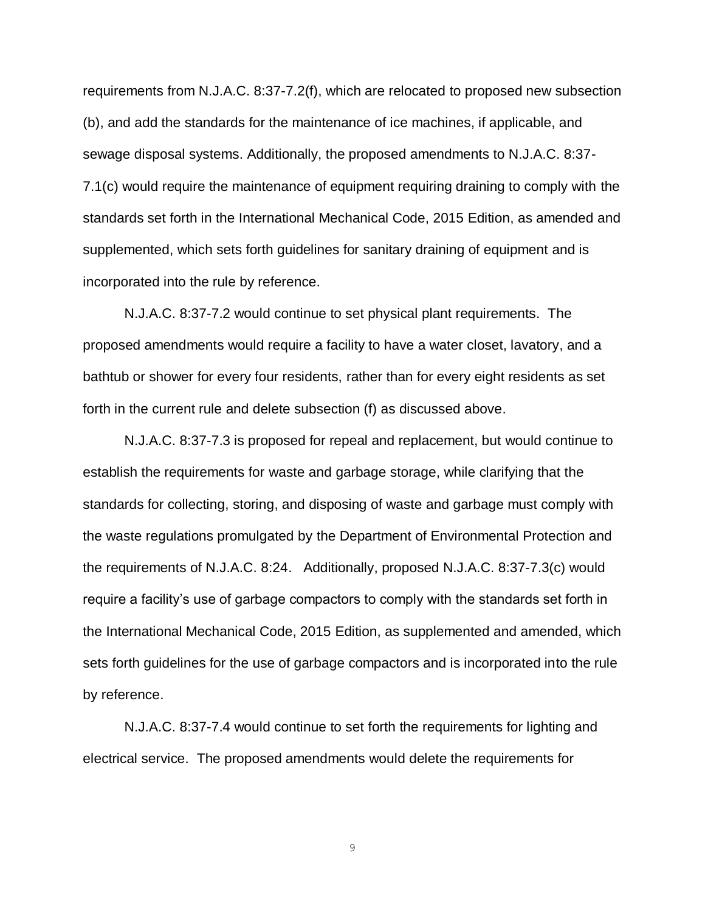requirements from N.J.A.C. 8:37-7.2(f), which are relocated to proposed new subsection (b), and add the standards for the maintenance of ice machines, if applicable, and sewage disposal systems. Additionally, the proposed amendments to N.J.A.C. 8:37-7.1(c) would require the maintenance of equipment requiring draining to comply with the standards set forth in the International Mechanical Code, 2015 Edition, as amended and supplemented, which sets forth guidelines for sanitary draining of equipment and is incorporated into the rule by reference.

N.J.A.C. 8:37-7.2 would continue to set physical plant requirements. The proposed amendments would require a facility to have a water closet, lavatory, and a bathtub or shower for every four residents, rather than for every eight residents as set forth in the current rule and delete subsection (f) as discussed above.

N.J.A.C. 8:37-7.3 is proposed for repeal and replacement, but would continue to establish the requirements for waste and garbage storage, while clarifying that the standards for collecting, storing, and disposing of waste and garbage must comply with the waste regulations promulgated by the Department of Environmental Protection and the requirements of N.J.A.C. 8:24. Additionally, proposed N.J.A.C. 8:37-7.3(c) would require a facility's use of garbage compactors to comply with the standards set forth in the International Mechanical Code, 2015 Edition, as supplemented and amended, which sets forth guidelines for the use of garbage compactors and is incorporated into the rule by reference.

N.J.A.C. 8:37-7.4 would continue to set forth the requirements for lighting and electrical service. The proposed amendments would delete the requirements for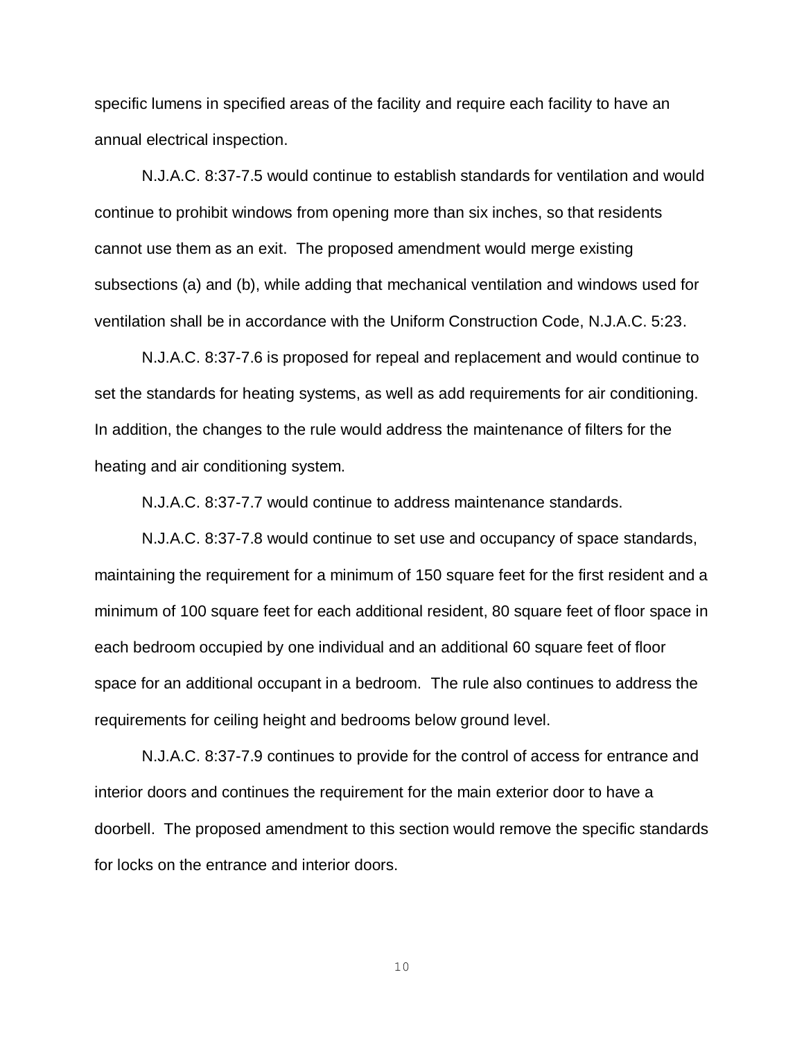specific lumens in specified areas of the facility and require each facility to have an annual electrical inspection.

N.J.A.C. 8:37-7.5 would continue to establish standards for ventilation and would continue to prohibit windows from opening more than six inches, so that residents cannot use them as an exit. The proposed amendment would merge existing subsections (a) and (b), while adding that mechanical ventilation and windows used for ventilation shall be in accordance with the Uniform Construction Code, N.J.A.C. 5:23.

N.J.A.C. 8:37-7.6 is proposed for repeal and replacement and would continue to set the standards for heating systems, as well as add requirements for air conditioning. In addition, the changes to the rule would address the maintenance of filters for the heating and air conditioning system.

N.J.A.C. 8:37-7.7 would continue to address maintenance standards.

N.J.A.C. 8:37-7.8 would continue to set use and occupancy of space standards, maintaining the requirement for a minimum of 150 square feet for the first resident and a minimum of 100 square feet for each additional resident, 80 square feet of floor space in each bedroom occupied by one individual and an additional 60 square feet of floor space for an additional occupant in a bedroom. The rule also continues to address the requirements for ceiling height and bedrooms below ground level.

N.J.A.C. 8:37-7.9 continues to provide for the control of access for entrance and interior doors and continues the requirement for the main exterior door to have a doorbell. The proposed amendment to this section would remove the specific standards for locks on the entrance and interior doors.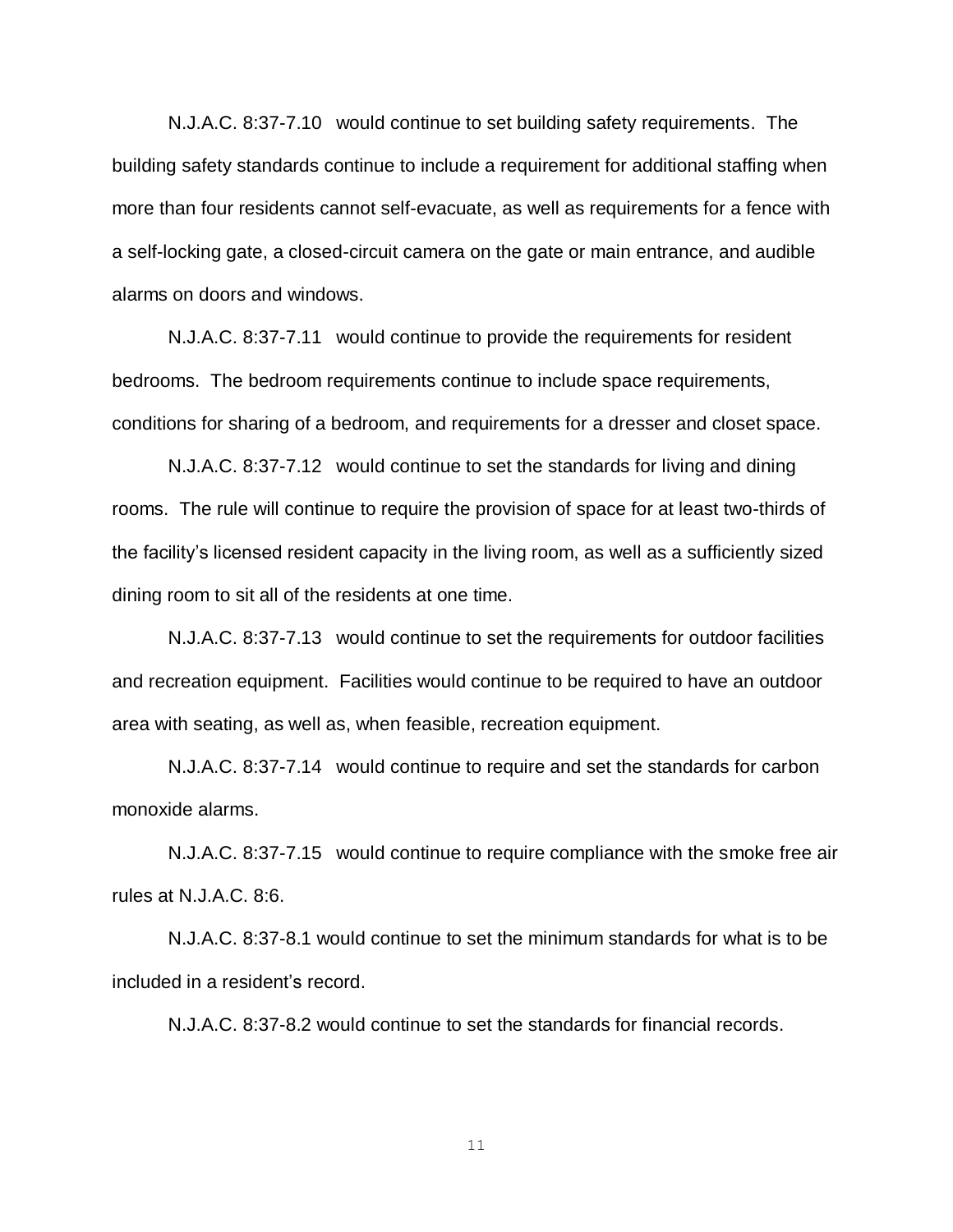N.J.A.C. 8:37-7.10 would continue to set building safety requirements. The building safety standards continue to include a requirement for additional staffing when more than four residents cannot self-evacuate, as well as requirements for a fence with a self-locking gate, a closed-circuit camera on the gate or main entrance, and audible alarms on doors and windows.

N.J.A.C. 8:37-7.11 would continue to provide the requirements for resident bedrooms. The bedroom requirements continue to include space requirements, conditions for sharing of a bedroom, and requirements for a dresser and closet space.

N.J.A.C. 8:37-7.12 would continue to set the standards for living and dining rooms. The rule will continue to require the provision of space for at least two-thirds of the facility's licensed resident capacity in the living room, as well as a sufficiently sized dining room to sit all of the residents at one time.

N.J.A.C. 8:37-7.13 would continue to set the requirements for outdoor facilities and recreation equipment. Facilities would continue to be required to have an outdoor area with seating, as well as, when feasible, recreation equipment.

N.J.A.C. 8:37-7.14 would continue to require and set the standards for carbon monoxide alarms.

N.J.A.C. 8:37-7.15 would continue to require compliance with the smoke free air rules at N.J.A.C. 8:6.

N.J.A.C. 8:37-8.1 would continue to set the minimum standards for what is to be included in a resident's record.

N.J.A.C. 8:37-8.2 would continue to set the standards for financial records.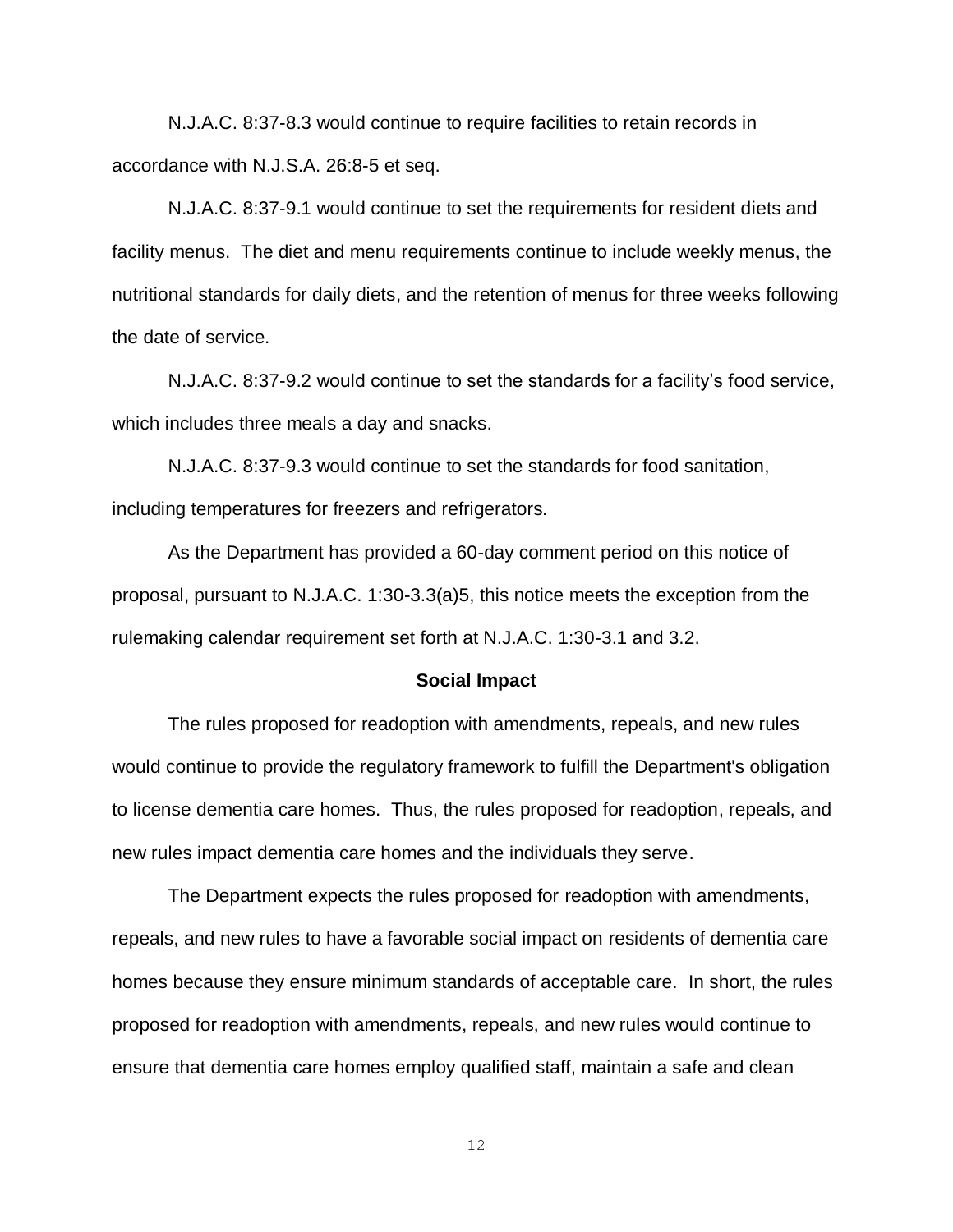N.J.A.C. 8:37-8.3 would continue to require facilities to retain records in accordance with N.J.S.A. 26:8-5 et seq.

N.J.A.C. 8:37-9.1 would continue to set the requirements for resident diets and facility menus. The diet and menu requirements continue to include weekly menus, the nutritional standards for daily diets, and the retention of menus for three weeks following the date of service.

N.J.A.C. 8:37-9.2 would continue to set the standards for a facility's food service, which includes three meals a day and snacks.

N.J.A.C. 8:37-9.3 would continue to set the standards for food sanitation, including temperatures for freezers and refrigerators.

As the Department has provided a 60-day comment period on this notice of proposal, pursuant to N.J.A.C. 1:30-3.3(a)5, this notice meets the exception from the rulemaking calendar requirement set forth at N.J.A.C. 1:30-3.1 and 3.2.

**Social Impact**

The rules proposed for readoption with amendments, repeals, and new rules would continue to provide the regulatory framework to fulfill the Department's obligation to license dementia care homes. Thus, the rules proposed for readoption, repeals, and new rules impact dementia care homes and the individuals they serve.

The Department expects the rules proposed for readoption with amendments, repeals, and new rules to have a favorable social impact on residents of dementia care homes because they ensure minimum standards of acceptable care. In short, the rules proposed for readoption with amendments, repeals, and new rules would continue to ensure that dementia care homes employ qualified staff, maintain a safe and clean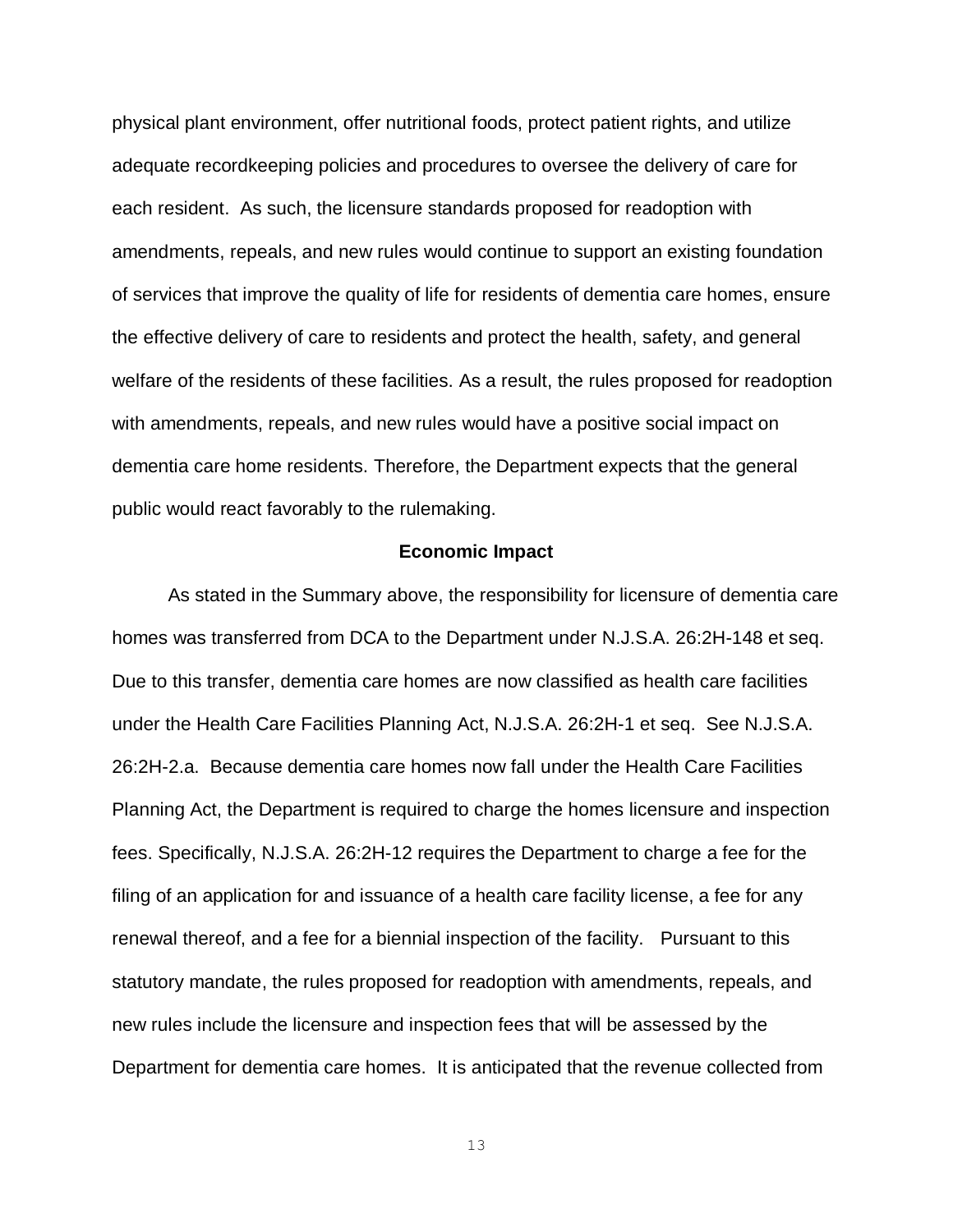physical plant environment, offer nutritional foods, protect patient rights, and utilize adequate recordkeeping policies and procedures to oversee the delivery of care for each resident. As such, the licensure standards proposed for readoption with amendments, repeals, and new rules would continue to support an existing foundation of services that improve the quality of life for residents of dementia care homes, ensure the effective delivery of care to residents and protect the health, safety, and general welfare of the residents of these facilities. As a result, the rules proposed for readoption with amendments, repeals, and new rules would have a positive social impact on dementia care home residents. Therefore, the Department expects that the general public would react favorably to the rulemaking.

**Economic Impact**

As stated in the Summary above, the responsibility for licensure of dementia care homes was transferred from DCA to the Department under N.J.S.A. 26:2H-148 et seq. Due to this transfer, dementia care homes are now classified as health care facilities under the Health Care Facilities Planning Act, N.J.S.A. 26:2H-1 et seq. See N.J.S.A. 26:2H-2.a. Because dementia care homes now fall under the Health Care Facilities Planning Act, the Department is required to charge the homes licensure and inspection fees. Specifically, N.J.S.A. 26:2H-12 requires the Department to charge a fee for the filing of an application for and issuance of a health care facility license, a fee for any renewal thereof, and a fee for a biennial inspection of the facility. Pursuant to this statutory mandate, the rules proposed for readoption with amendments, repeals, and new rules include the licensure and inspection fees that will be assessed by the Department for dementia care homes. It is anticipated that the revenue collected from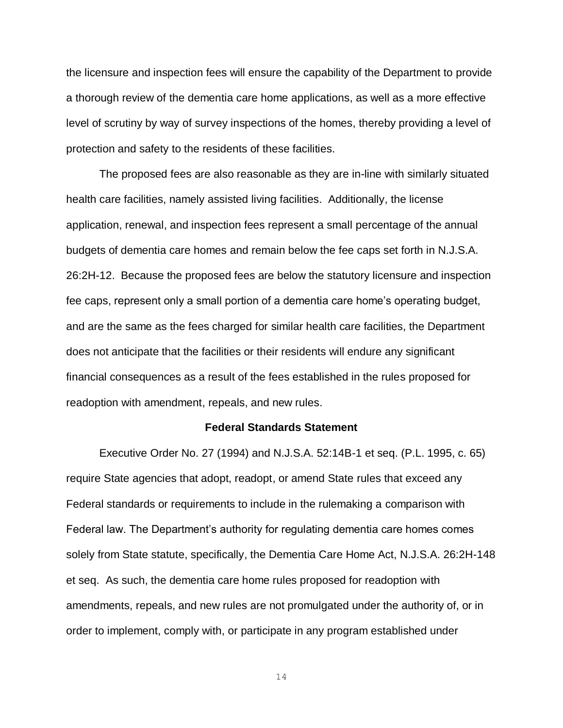the licensure and inspection fees will ensure the capability of the Department to provide a thorough review of the dementia care home applications, as well as a more effective level of scrutiny by way of survey inspections of the homes, thereby providing a level of protection and safety to the residents of these facilities.

The proposed fees are also reasonable as they are in-line with similarly situated health care facilities, namely assisted living facilities. Additionally, the license application, renewal, and inspection fees represent a small percentage of the annual budgets of dementia care homes and remain below the fee caps set forth in N.J.S.A. 26:2H-12. Because the proposed fees are below the statutory licensure and inspection fee caps, represent only a small portion of a dementia care home's operating budget, and are the same as the fees charged for similar health care facilities, the Department does not anticipate that the facilities or their residents will endure any significant financial consequences as a result of the fees established in the rules proposed for readoption with amendment, repeals, and new rules.

**Federal Standards Statement**

Executive Order No. 27 (1994) and N.J.S.A. 52:14B-1 et seq. (P.L. 1995, c. 65) require State agencies that adopt, readopt, or amend State rules that exceed any Federal standards or requirements to include in the rulemaking a comparison with Federal law. The Department's authority for regulating dementia care homes comes solely from State statute, specifically, the Dementia Care Home Act, N.J.S.A. 26:2H-148 et seq. As such, the dementia care home rules proposed for readoption with amendments, repeals, and new rules are not promulgated under the authority of, or in order to implement, comply with, or participate in any program established under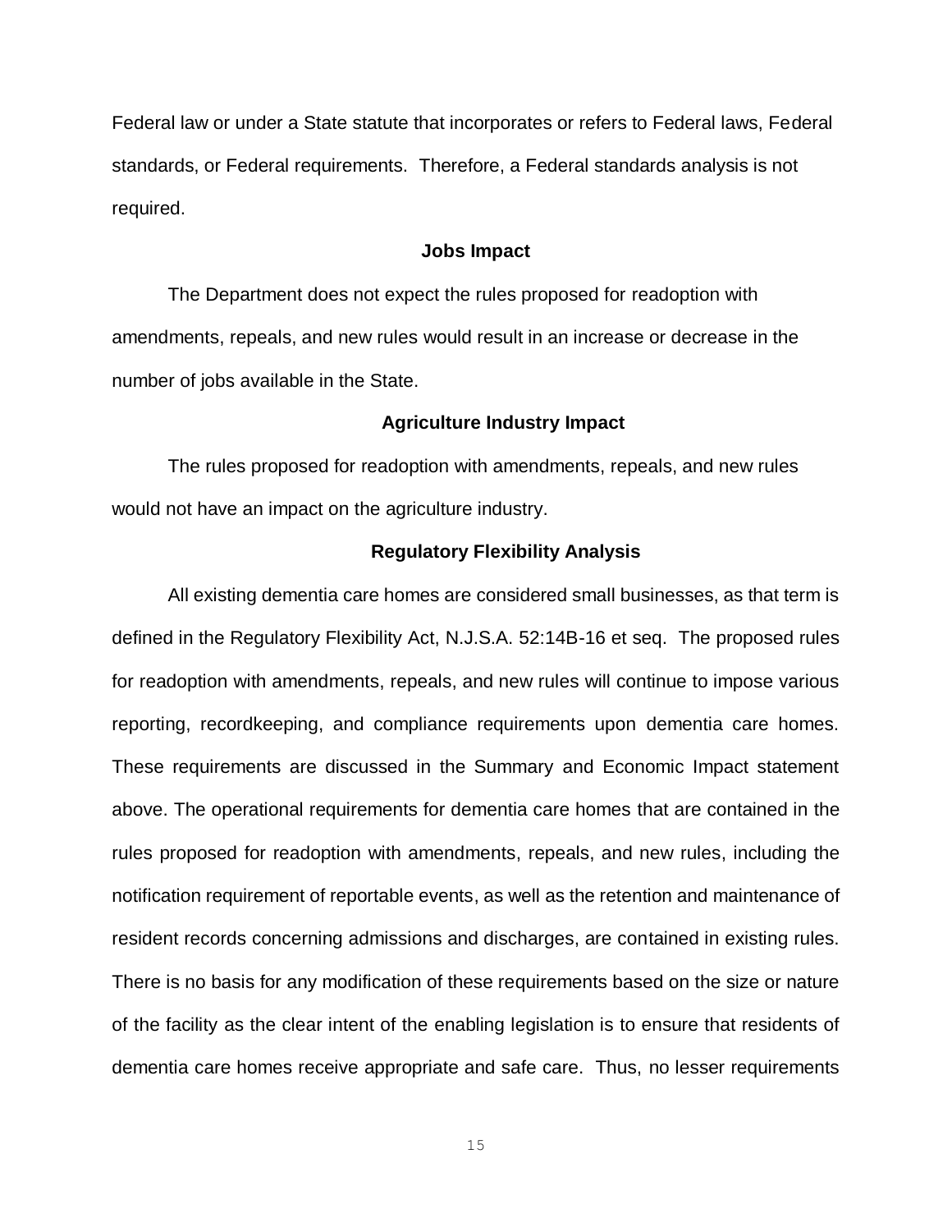Federal law or under a State statute that incorporates or refers to Federal laws, Federal standards, or Federal requirements. Therefore, a Federal standards analysis is not required.

**Jobs Impact**

The Department does not expect the rules proposed for readoption with amendments, repeals, and new rules would result in an increase or decrease in the number of jobs available in the State.

**Agriculture Industry Impact**

The rules proposed for readoption with amendments, repeals, and new rules would not have an impact on the agriculture industry.

**Regulatory Flexibility Analysis**

All existing dementia care homes are considered small businesses, as that term is defined in the Regulatory Flexibility Act, N.J.S.A. 52:14B-16 et seq. The proposed rules for readoption with amendments, repeals, and new rules will continue to impose various reporting, recordkeeping, and compliance requirements upon dementia care homes. These requirements are discussed in the Summary and Economic Impact statement above. The operational requirements for dementia care homes that are contained in the rules proposed for readoption with amendments, repeals, and new rules, including the notification requirement of reportable events, as well as the retention and maintenance of resident records concerning admissions and discharges, are contained in existing rules. There is no basis for any modification of these requirements based on the size or nature of the facility as the clear intent of the enabling legislation is to ensure that residents of dementia care homes receive appropriate and safe care. Thus, no lesser requirements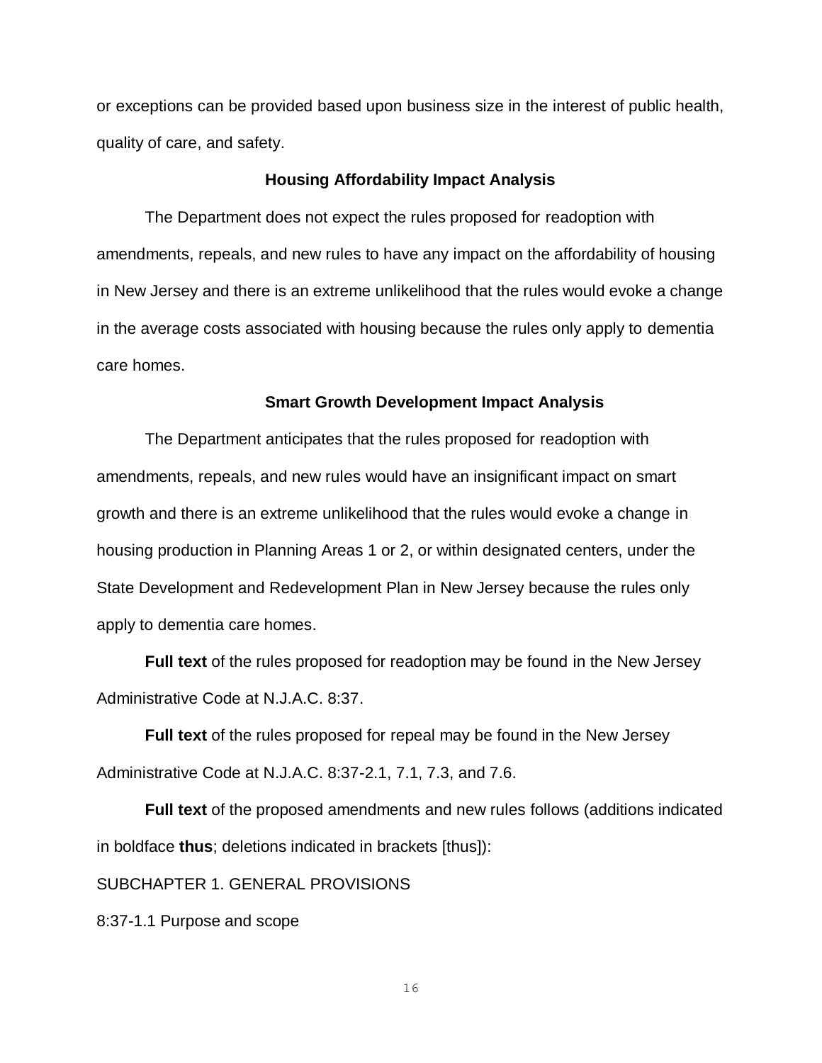or exceptions can be provided based upon business size in the interest of public health, quality of care, and safety.

### Housing Affordability Impact Analysis

The Department does not expect the rules proposed for readoption with amendments, repeals, and new rules to have any impact on the affordability of housing in New Jersey and there is an extreme unlikelihood that the rules would evoke a change in the average costs associated with housing because the rules only apply to dementia care homes.

### Smart Growth Development Impact Analysis

The Department anticipates that the rules proposed for readoption with amendments, repeals, and new rules would have an insignificant impact on smart growth and there is an extreme unlikelihood that the rules would evoke a change in housing production in Planning Areas 1 or 2, or within designated centers, under the State Development and Redevelopment Plan in New Jersey because the rules only apply to dementia care homes.

**Full text** of the rules proposed for readoption may be found in the New Jersey Administrative Code at N.J.A.C. 8:37.

**Full text** of the rules proposed for repeal may be found in the New Jersey Administrative Code at N.J.A.C. 8:37-2.1, 7.1, 7.3, and 7.6.

**Full text** of the proposed amendments and new rules follows (additions indicated in boldface **thus**; deletions indicated in brackets [thus]):

SUBCHAPTER 1. GENERAL PROVISIONS

8:37-1.1 Purpose and scope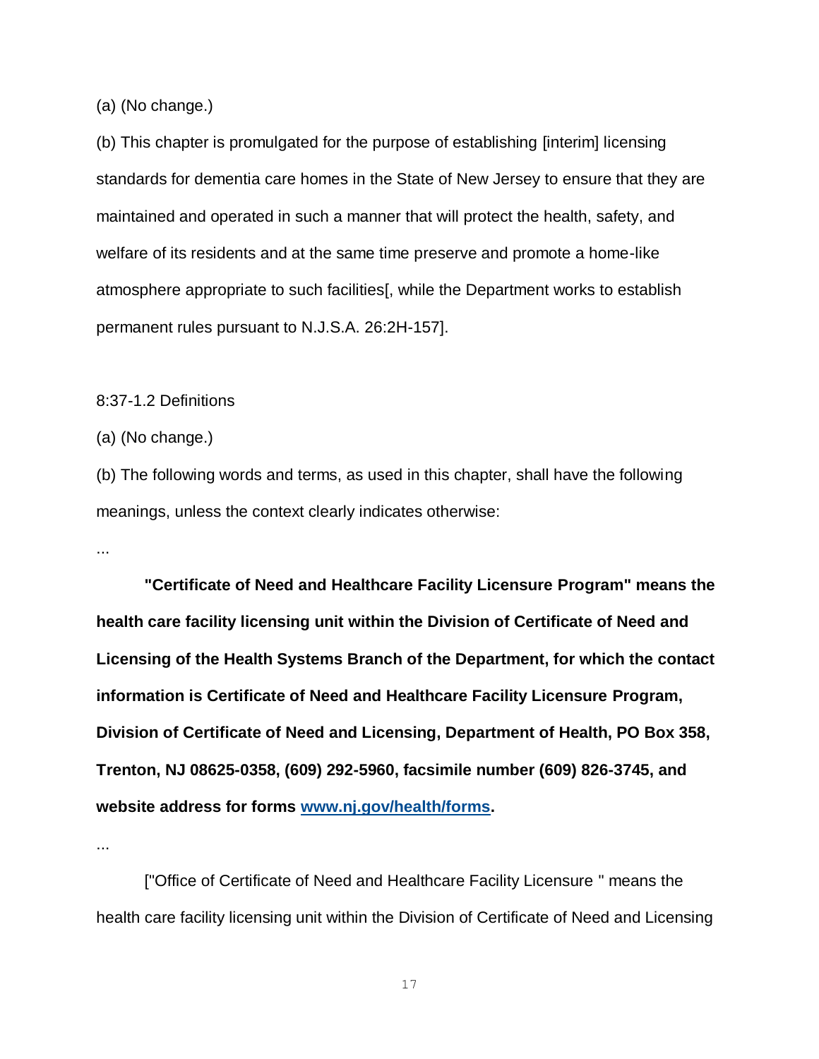(a) (No change.)

(b) This chapter is promulgated for the purpose of establishing [interim] licensing standards for dementia care homes in the State of New Jersey to ensure that they are maintained and operated in such a manner that will protect the health, safety, and welfare of its residents and at the same time preserve and promote a home-like atmosphere appropriate to such facilities[, while the Department works to establish permanent rules pursuant to N.J.S.A. 26:2H-157].

8:37-1.2 Definitions

(a) (No change.)

(b) The following words and terms, as used in this chapter, shall have the following meanings, unless the context clearly indicates otherwise:

...

**"Certificate of Need and Healthcare Facility Licensure Program" means the health care facility licensing unit within the Division of Certificate of Need and Licensing of the Health Systems Branch of the Department, for which the contact information is Certificate of Need and Healthcare Facility Licensure Program, Division of Certificate of Need and Licensing, Department of Health, PO Box 358, Trenton, NJ 08625-0358, (609) 292-5960, facsimile number (609) 826-3745, and website address for forms [www.nj.gov/health/forms](http://www.nj.gov/health/forms).**

...

["Office of Certificate of Need and Healthcare Facility Licensure " means the health care facility licensing unit within the Division of Certificate of Need and Licensing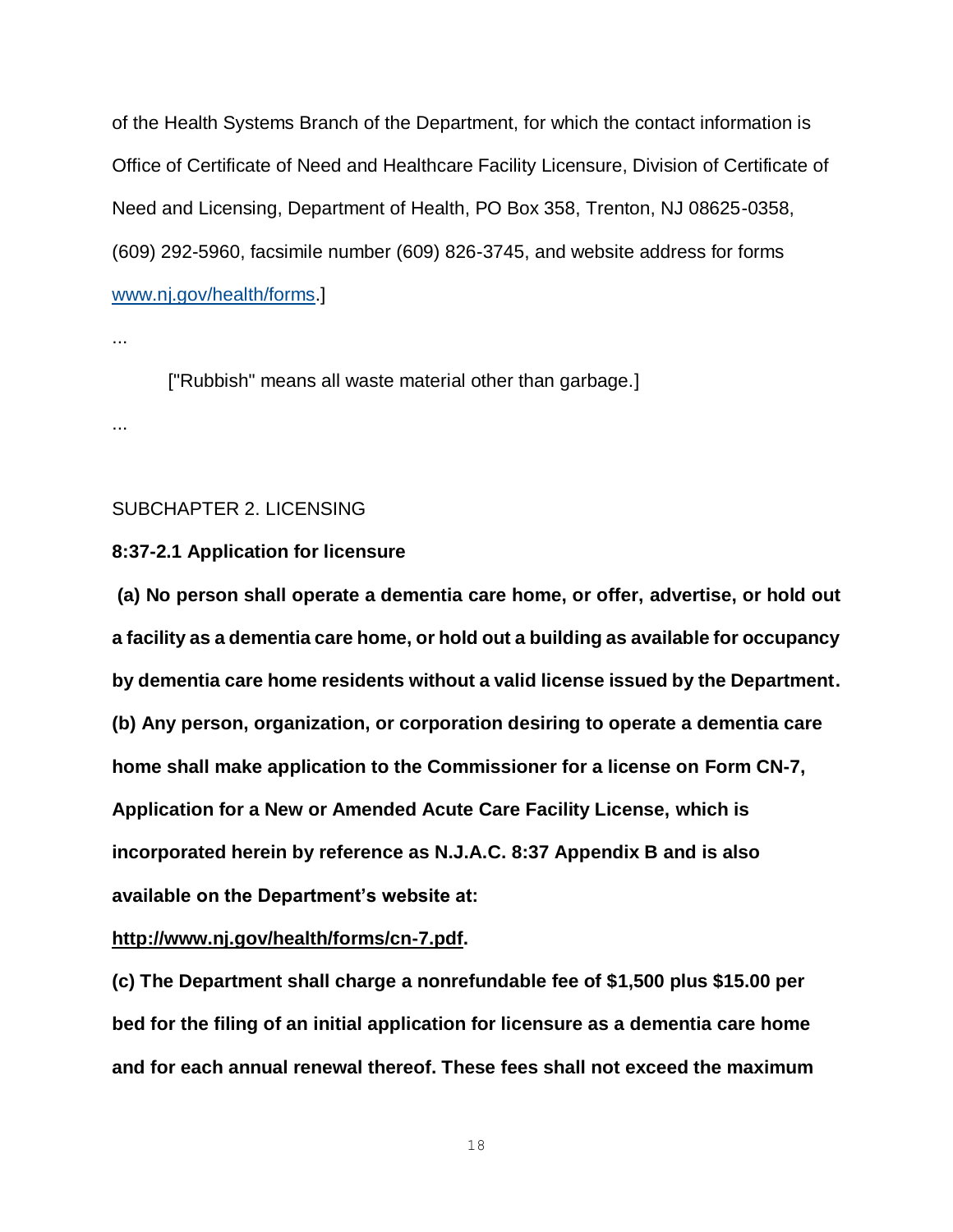of the Health Systems Branch of the Department, for which the contact information is Office of Certificate of Need and Healthcare Facility Licensure, Division of Certificate of Need and Licensing, Department of Health, PO Box 358, Trenton, NJ 08625-0358, (609) 292-5960, facsimile number (609) 826-3745, and website address for forms www.nj.gov/health/forms.]

...

["Rubbish" means all waste material other than garbage.]

...

SUBCHAPTER 2. LICENSING

**8:37-2.1 Application for licensure**

**(a) No person shall operate a dementia care home, or offer, advertise, or hold out a facility as a dementia care home, or hold out a building as available for occupancy by dementia care home residents without a valid license issued by the Department.**

**(b) Any person, organization, or corporation desiring to operate a dementia care home shall make application to the Commissioner for a license on Form CN-7, Application for a New or Amended Acute Care Facility License, which is incorporated herein by reference as N.J.A.C. 8:37 Appendix B and is also available on the Department's website at: http://www.nj.gov/health/forms/cn-7.pdf.**

**(c) The Department shall charge a nonrefundable fee of $1,500 plus $15.00 per bed for the filing of an initial application for licensure as a dementia care home and for each annual renewal thereof. These fees shall not exceed the maximum**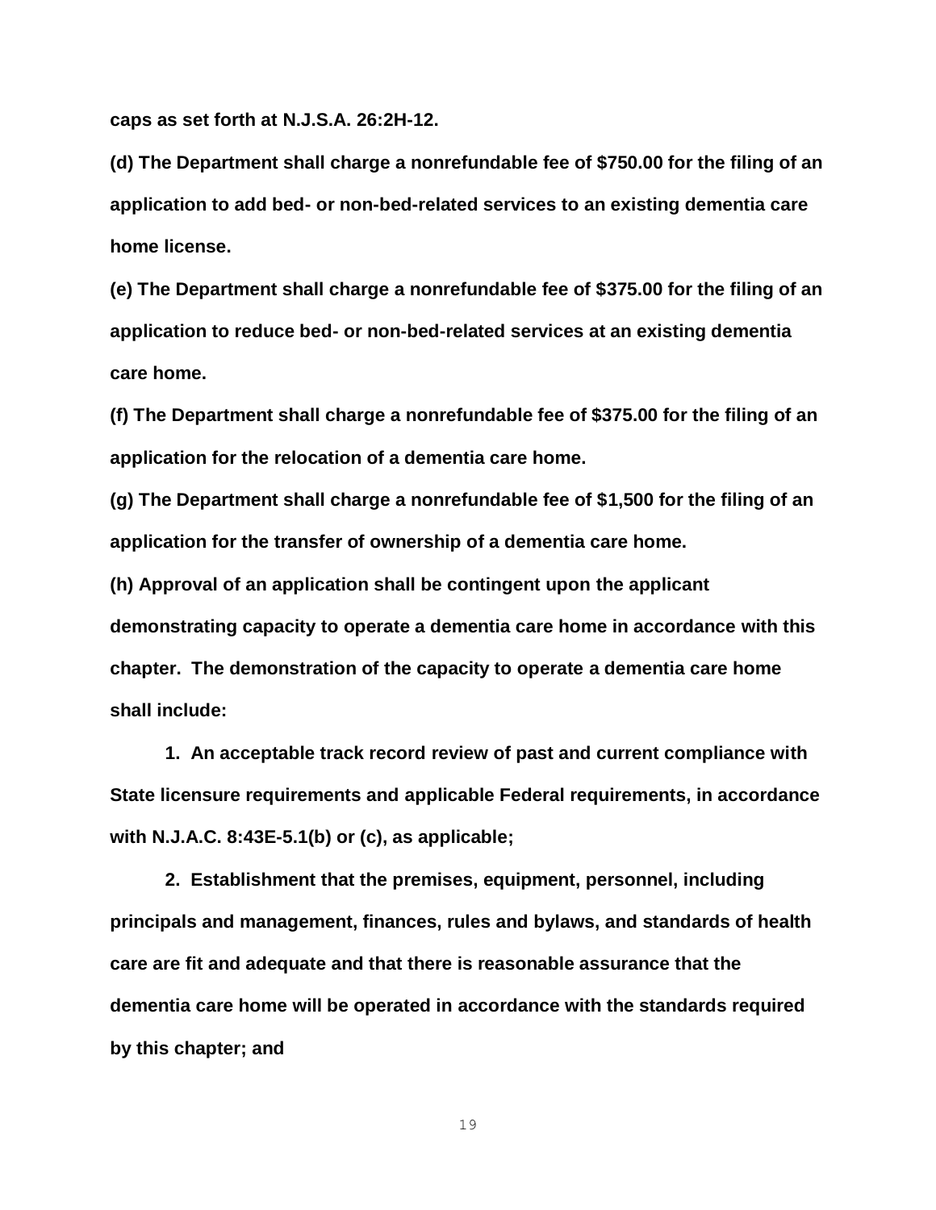**caps as set forth at N.J.S.A. 26:2H-12.**

**(d) The Department shall charge a nonrefundable fee of $750.00 for the filing of an application to add bed- or non-bed-related services to an existing dementia care home license.**

**(e) The Department shall charge a nonrefundable fee of $375.00 for the filing of an application to reduce bed- or non-bed-related services at an existing dementia care home.**

**(f) The Department shall charge a nonrefundable fee of $375.00 for the filing of an application for the relocation of a dementia care home.**

**(g) The Department shall charge a nonrefundable fee of $1,500 for the filing of an application for the transfer of ownership of a dementia care home.**

**(h) Approval of an application shall be contingent upon the applicant demonstrating capacity to operate a dementia care home in accordance with this chapter. The demonstration of the capacity to operate a dementia care home shall include:**

**1. An acceptable track record review of past and current compliance with State licensure requirements and applicable Federal requirements, in accordance with N.J.A.C. 8:43E-5.1(b) or (c), as applicable;**

**2. Establishment that the premises, equipment, personnel, including principals and management, finances, rules and bylaws, and standards of health care are fit and adequate and that there is reasonable assurance that the dementia care home will be operated in accordance with the standards required by this chapter; and**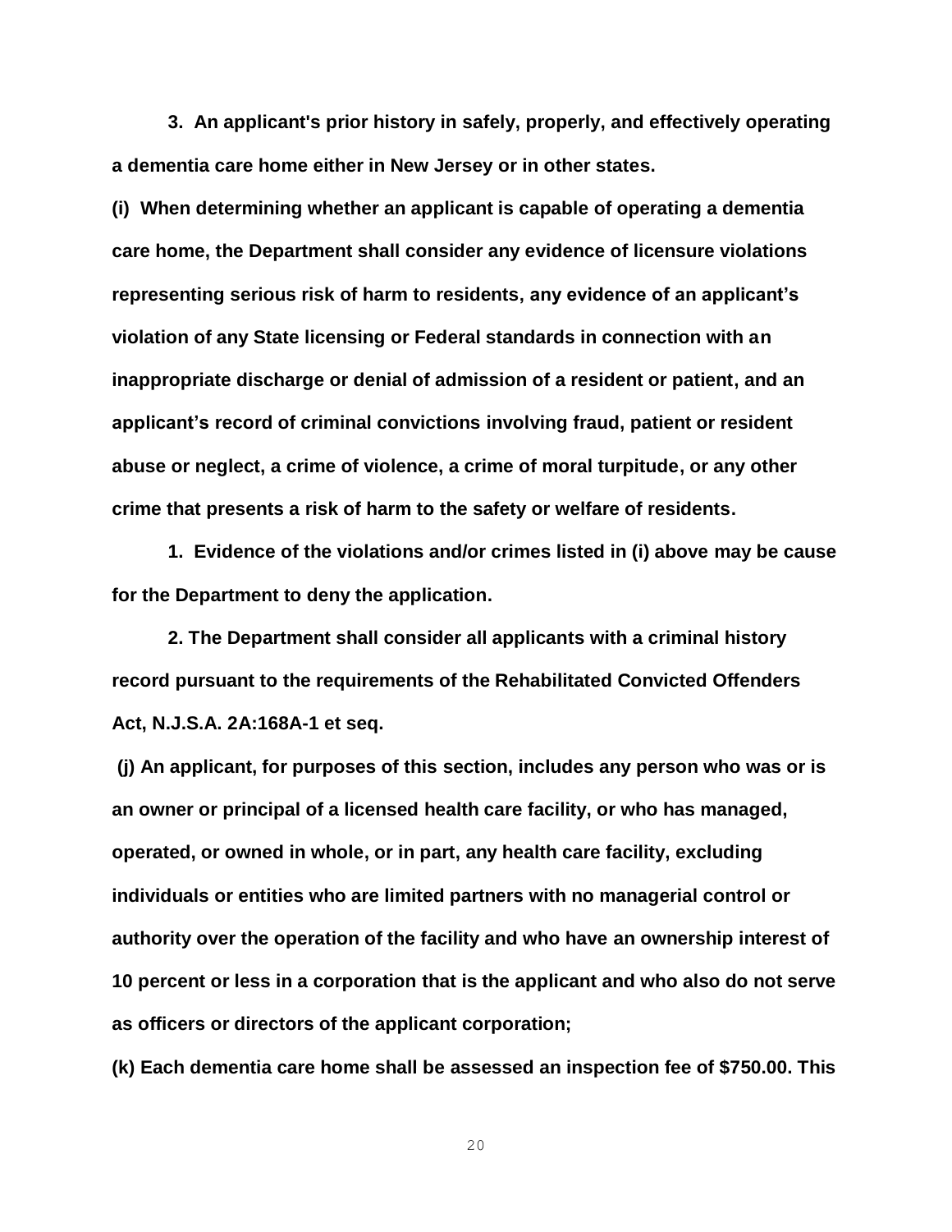**3. An applicant's prior history in safely, properly, and effectively operating a dementia care home either in New Jersey or in other states.**

**(i) When determining whether an applicant is capable of operating a dementia care home, the Department shall consider any evidence of licensure violations representing serious risk of harm to residents, any evidence of an applicant's violation of any State licensing or Federal standards in connection with an inappropriate discharge or denial of admission of a resident or patient, and an applicant's record of criminal convictions involving fraud, patient or resident abuse or neglect, a crime of violence, a crime of moral turpitude, or any other crime that presents a risk of harm to the safety or welfare of residents.**

**1. Evidence of the violations and/or crimes listed in (i) above may be cause for the Department to deny the application.**

**2. The Department shall consider all applicants with a criminal history record pursuant to the requirements of the Rehabilitated Convicted Offenders Act, N.J.S.A. 2A:168A-1 et seq.**

**(j) An applicant, for purposes of this section, includes any person who was or is an owner or principal of a licensed health care facility, or who has managed, operated, or owned in whole, or in part, any health care facility, excluding individuals or entities who are limited partners with no managerial control or authority over the operation of the facility and who have an ownership interest of 10 percent or less in a corporation that is the applicant and who also do not serve as officers or directors of the applicant corporation;**

**(k) Each dementia care home shall be assessed an inspection fee of $750.00. This**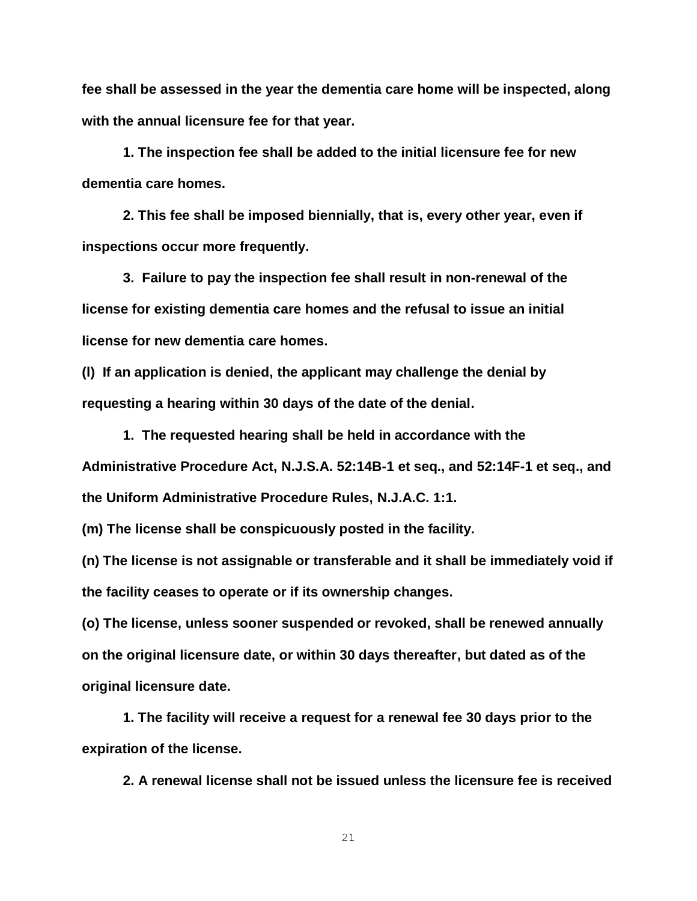**fee shall be assessed in the year the dementia care home will be inspected, along with the annual licensure fee for that year.**

**1. The inspection fee shall be added to the initial licensure fee for new dementia care homes.**

**2. This fee shall be imposed biennially, that is, every other year, even if inspections occur more frequently.**

**3. Failure to pay the inspection fee shall result in non-renewal of the license for existing dementia care homes and the refusal to issue an initial license for new dementia care homes.**

**(l) If an application is denied, the applicant may challenge the denial by requesting a hearing within 30 days of the date of the denial.**

**1. The requested hearing shall be held in accordance with the Administrative Procedure Act, N.J.S.A. 52:14B-1 et seq., and 52:14F-1 et seq., and the Uniform Administrative Procedure Rules, N.J.A.C. 1:1.**

**(m) The license shall be conspicuously posted in the facility.**

**(n) The license is not assignable or transferable and it shall be immediately void if the facility ceases to operate or if its ownership changes.**

**(o) The license, unless sooner suspended or revoked, shall be renewed annually on the original licensure date, or within 30 days thereafter, but dated as of the original licensure date.**

**1. The facility will receive a request for a renewal fee 30 days prior to the expiration of the license.**

**2. A renewal license shall not be issued unless the licensure fee is received**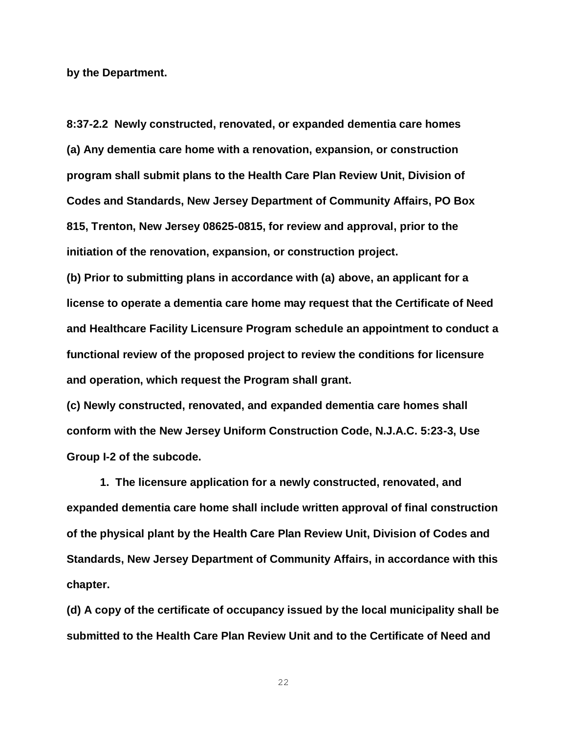**by the Department.**

**8:37-2.2 Newly constructed, renovated, or expanded dementia care homes**

**(a) Any dementia care home with a renovation, expansion, or construction program shall submit plans to the Health Care Plan Review Unit, Division of Codes and Standards, New Jersey Department of Community Affairs, PO Box 815, Trenton, New Jersey 08625-0815, for review and approval, prior to the initiation of the renovation, expansion, or construction project.**

**(b) Prior to submitting plans in accordance with (a) above, an applicant for a license to operate a dementia care home may request that the Certificate of Need and Healthcare Facility Licensure Program schedule an appointment to conduct a functional review of the proposed project to review the conditions for licensure and operation, which request the Program shall grant.**

**(c) Newly constructed, renovated, and expanded dementia care homes shall conform with the New Jersey Uniform Construction Code, N.J.A.C. 5:23-3, Use Group I-2 of the subcode.**

**1. The licensure application for a newly constructed, renovated, and expanded dementia care home shall include written approval of final construction of the physical plant by the Health Care Plan Review Unit, Division of Codes and Standards, New Jersey Department of Community Affairs, in accordance with this chapter.**

**(d) A copy of the certificate of occupancy issued by the local municipality shall be submitted to the Health Care Plan Review Unit and to the Certificate of Need and**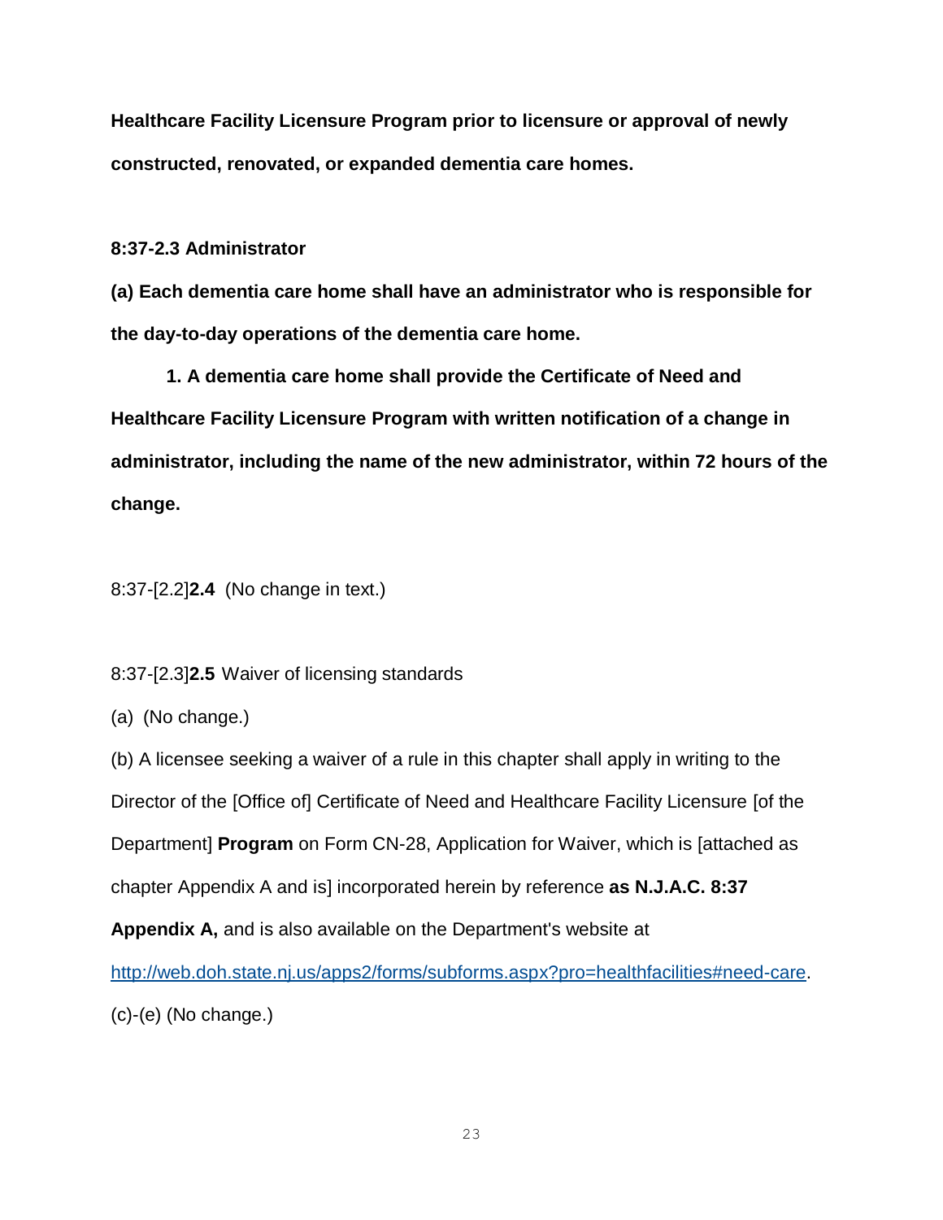**Healthcare Facility Licensure Program prior to licensure or approval of newly constructed, renovated, or expanded dementia care homes.**

**8:37-2.3 Administrator**

**(a) Each dementia care home shall have an administrator who is responsible for the day-to-day operations of the dementia care home.**

**1. A dementia care home shall provide the Certificate of Need and Healthcare Facility Licensure Program with written notification of a change in administrator, including the name of the new administrator, within 72 hours of the change.**

8:37-[2.2]**2.4** (No change in text.)

8:37-[2.3]**2.5** Waiver of licensing standards

(a) (No change.)

(b) A licensee seeking a waiver of a rule in this chapter shall apply in writing to the Director of the [Office of] Certificate of Need and Healthcare Facility Licensure [of the Department] **Program** on Form CN-28, Application for Waiver, which is [attached as chapter Appendix A and is] incorporated herein by reference **as N.J.A.C. 8:37 Appendix A,** and is also available on the Department's website at http://web.doh.state.nj.us/apps2/forms/subforms.aspx?pro=healthfacilities#need-care.

(c)-(e) (No change.)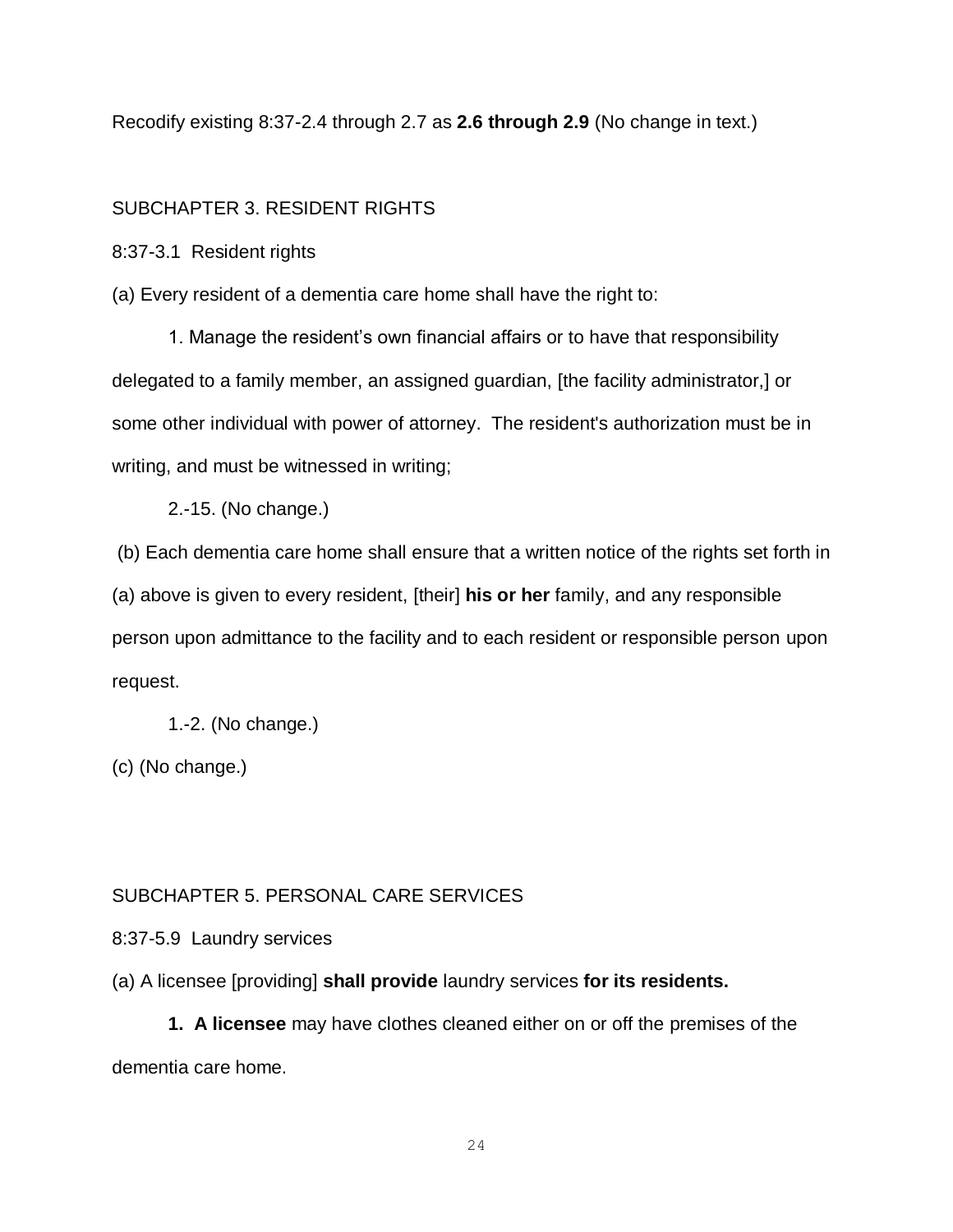Recodify existing 8:37-2.4 through 2.7 as **2.6 through 2.9** (No change in text.)

SUBCHAPTER 3. RESIDENT RIGHTS

8:37-3.1 Resident rights

(a) Every resident of a dementia care home shall have the right to:

1. Manage the resident's own financial affairs or to have that responsibility delegated to a family member, an assigned guardian, [the facility administrator,] or some other individual with power of attorney. The resident's authorization must be in writing, and must be witnessed in writing;

2.-15. (No change.)

(b) Each dementia care home shall ensure that a written notice of the rights set forth in (a) above is given to every resident, [their] **his or her** family, and any responsible person upon admittance to the facility and to each resident or responsible person upon request.

1.-2. (No change.)

(c) (No change.)

SUBCHAPTER 5. PERSONAL CARE SERVICES

8:37-5.9 Laundry services

(a) A licensee [providing] **shall provide** laundry services **for its residents.**

**1. A licensee** may have clothes cleaned either on or off the premises of the dementia care home.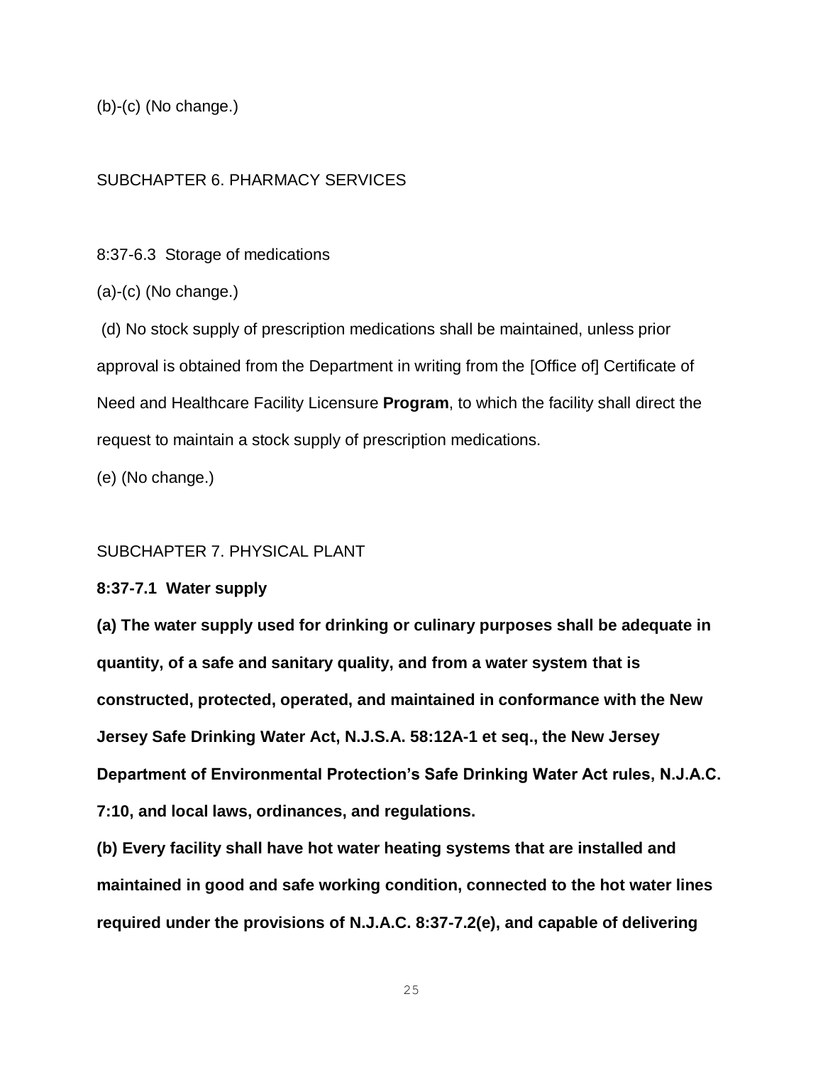(b)-(c) (No change.)

SUBCHAPTER 6. PHARMACY SERVICES

8:37-6.3 Storage of medications

(a)-(c) (No change.)

(d) No stock supply of prescription medications shall be maintained, unless prior approval is obtained from the Department in writing from the [Office of] Certificate of Need and Healthcare Facility Licensure **Program**, to which the facility shall direct the request to maintain a stock supply of prescription medications.

(e) (No change.)

SUBCHAPTER 7. PHYSICAL PLANT

**8:37-7.1 Water supply**

**(a) The water supply used for drinking or culinary purposes shall be adequate in quantity, of a safe and sanitary quality, and from a water system that is constructed, protected, operated, and maintained in conformance with the New Jersey Safe Drinking Water Act, N.J.S.A. 58:12A-1 et seq., the New Jersey Department of Environmental Protection's Safe Drinking Water Act rules, N.J.A.C. 7:10, and local laws, ordinances, and regulations.**

**(b) Every facility shall have hot water heating systems that are installed and maintained in good and safe working condition, connected to the hot water lines required under the provisions of N.J.A.C. 8:37-7.2(e), and capable of delivering**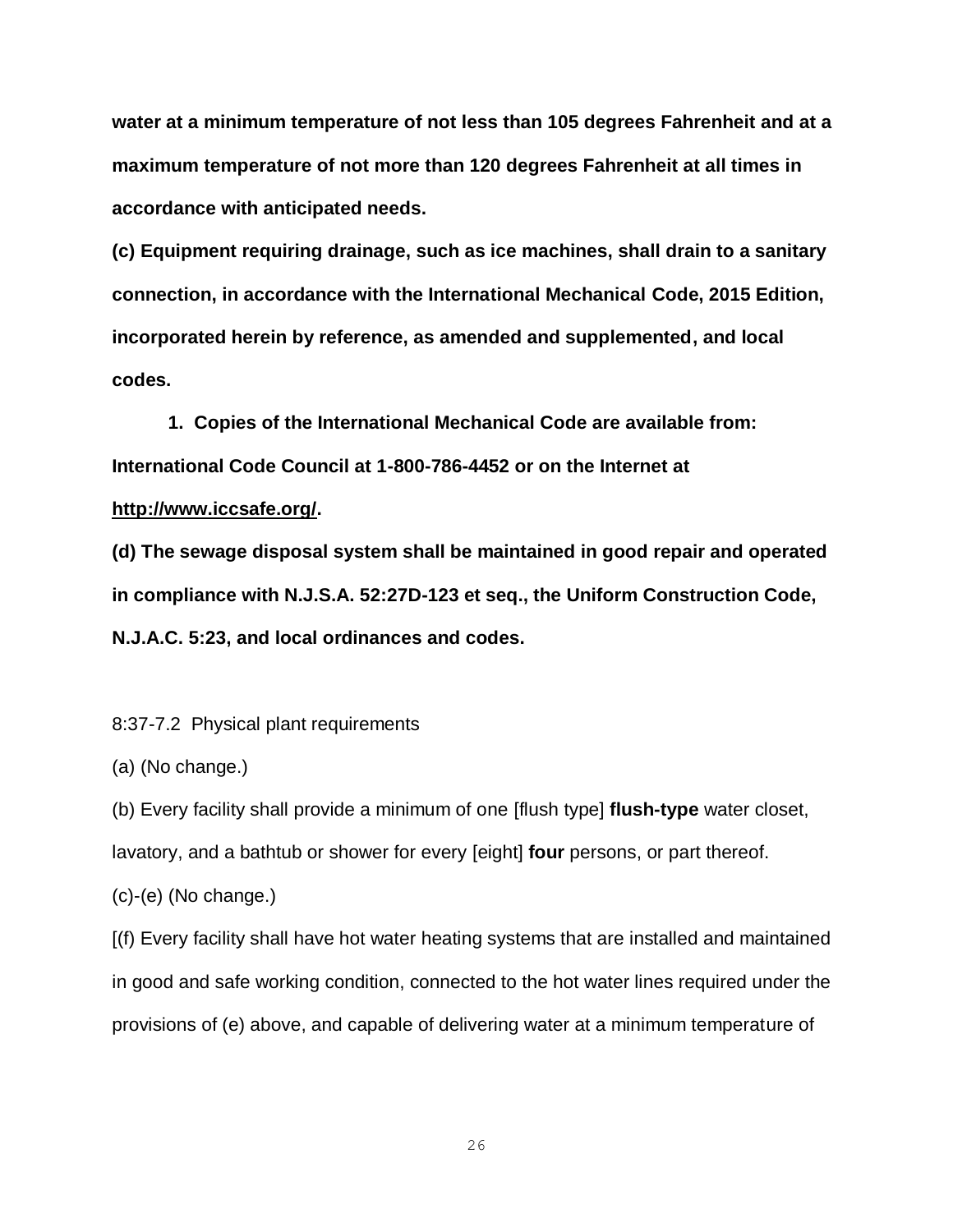**water at a minimum temperature of not less than 105 degrees Fahrenheit and at a maximum temperature of not more than 120 degrees Fahrenheit at all times in accordance with anticipated needs.**

**(c) Equipment requiring drainage, such as ice machines, shall drain to a sanitary connection, in accordance with the International Mechanical Code, 2015 Edition, incorporated herein by reference, as amended and supplemented, and local codes.**

**1. Copies of the International Mechanical Code are available from: International Code Council at 1-800-786-4452 or on the Internet at http://www.iccsafe.org/.**

**(d) The sewage disposal system shall be maintained in good repair and operated in compliance with N.J.S.A. 52:27D-123 et seq., the Uniform Construction Code, N.J.A.C. 5:23, and local ordinances and codes.**

8:37-7.2 Physical plant requirements

(a) (No change.)

(b) Every facility shall provide a minimum of one [flush type] **flush-type** water closet, lavatory, and a bathtub or shower for every [eight] **four** persons, or part thereof.

(c)-(e) (No change.)

[(f) Every facility shall have hot water heating systems that are installed and maintained in good and safe working condition, connected to the hot water lines required under the provisions of (e) above, and capable of delivering water at a minimum temperature of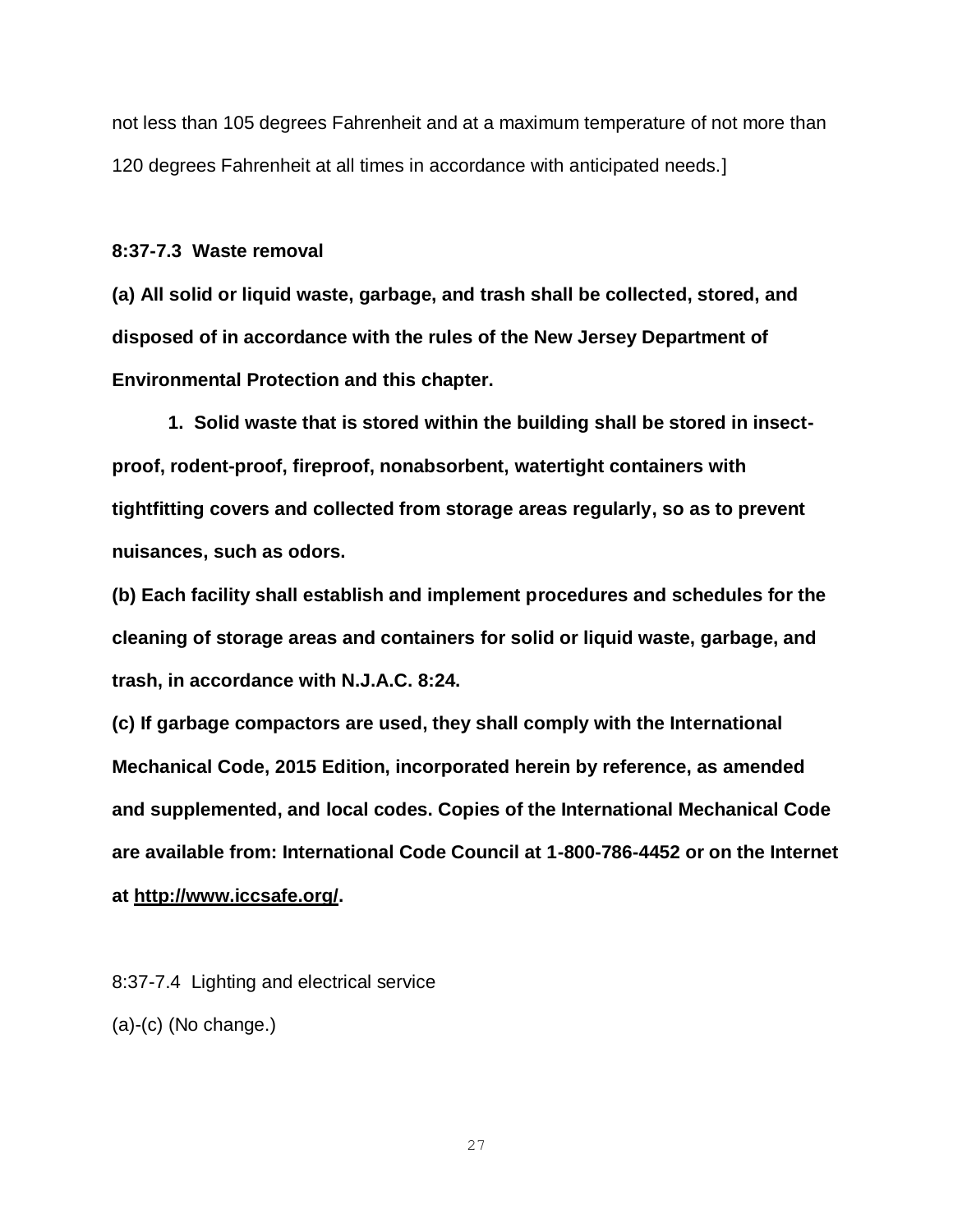not less than 105 degrees Fahrenheit and at a maximum temperature of not more than 120 degrees Fahrenheit at all times in accordance with anticipated needs.]

**8:37-7.3 Waste removal**

**(a) All solid or liquid waste, garbage, and trash shall be collected, stored, and disposed of in accordance with the rules of the New Jersey Department of Environmental Protection and this chapter.**

**1. Solid waste that is stored within the building shall be stored in insect-proof, rodent-proof, fireproof, nonabsorbent, watertight containers with tightfitting covers and collected from storage areas regularly, so as to prevent nuisances, such as odors.**

**(b) Each facility shall establish and implement procedures and schedules for the cleaning of storage areas and containers for solid or liquid waste, garbage, and trash, in accordance with N.J.A.C. 8:24.**

**(c) If garbage compactors are used, they shall comply with the International Mechanical Code, 2015 Edition, incorporated herein by reference, as amended and supplemented, and local codes. Copies of the International Mechanical Code are available from: International Code Council at 1-800-786-4452 or on the Internet at http://www.iccsafe.org/.**

8:37-7.4 Lighting and electrical service

(a)-(c) (No change.)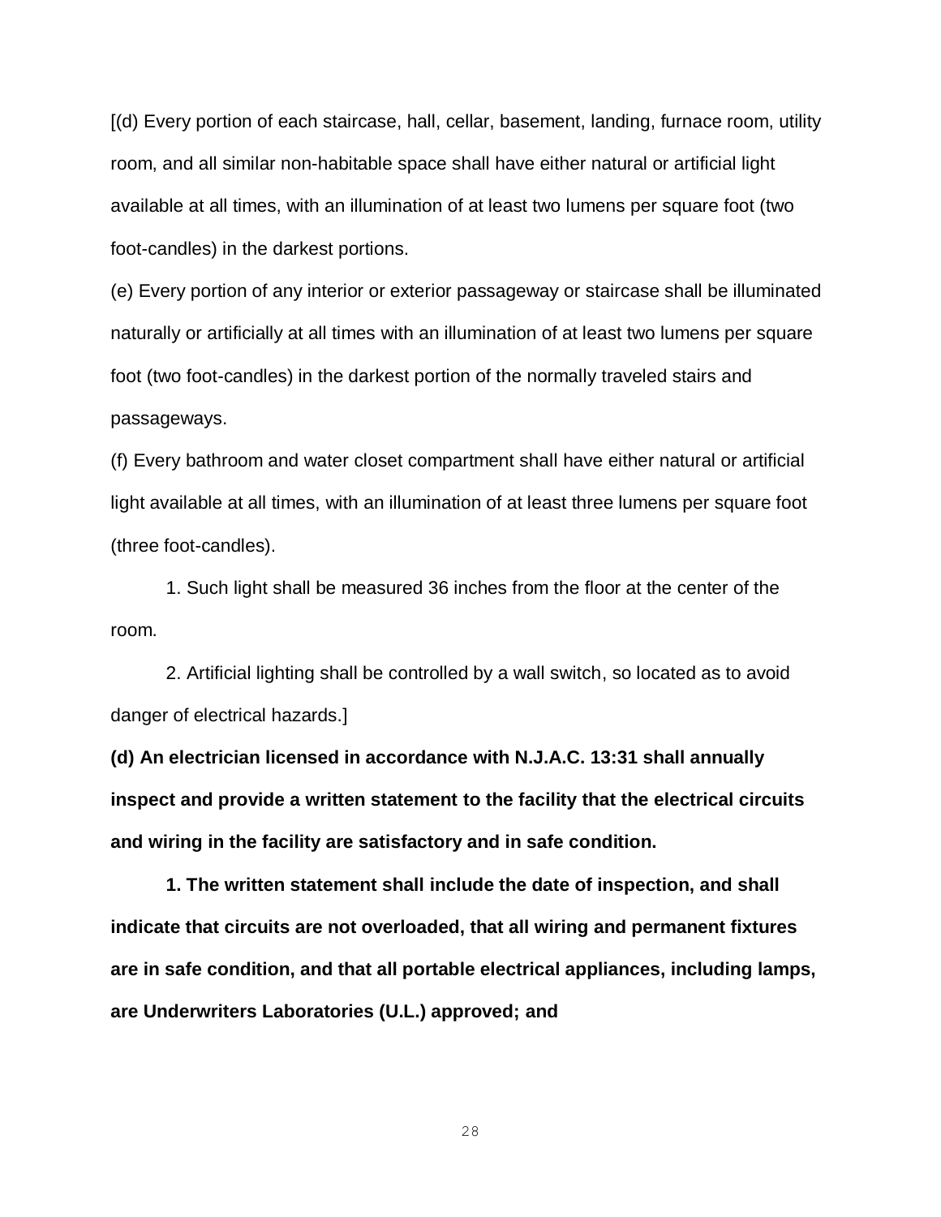[(d) Every portion of each staircase, hall, cellar, basement, landing, furnace room, utility room, and all similar non-habitable space shall have either natural or artificial light available at all times, with an illumination of at least two lumens per square foot (two foot-candles) in the darkest portions.

(e) Every portion of any interior or exterior passageway or staircase shall be illuminated naturally or artificially at all times with an illumination of at least two lumens per square foot (two foot-candles) in the darkest portion of the normally traveled stairs and passageways.

(f) Every bathroom and water closet compartment shall have either natural or artificial light available at all times, with an illumination of at least three lumens per square foot (three foot-candles).

1. Such light shall be measured 36 inches from the floor at the center of the room.

2. Artificial lighting shall be controlled by a wall switch, so located as to avoid danger of electrical hazards.]

**(d) An electrician licensed in accordance with N.J.A.C. 13:31 shall annually inspect and provide a written statement to the facility that the electrical circuits and wiring in the facility are satisfactory and in safe condition.**

**1. The written statement shall include the date of inspection, and shall indicate that circuits are not overloaded, that all wiring and permanent fixtures are in safe condition, and that all portable electrical appliances, including lamps, are Underwriters Laboratories (U.L.) approved; and**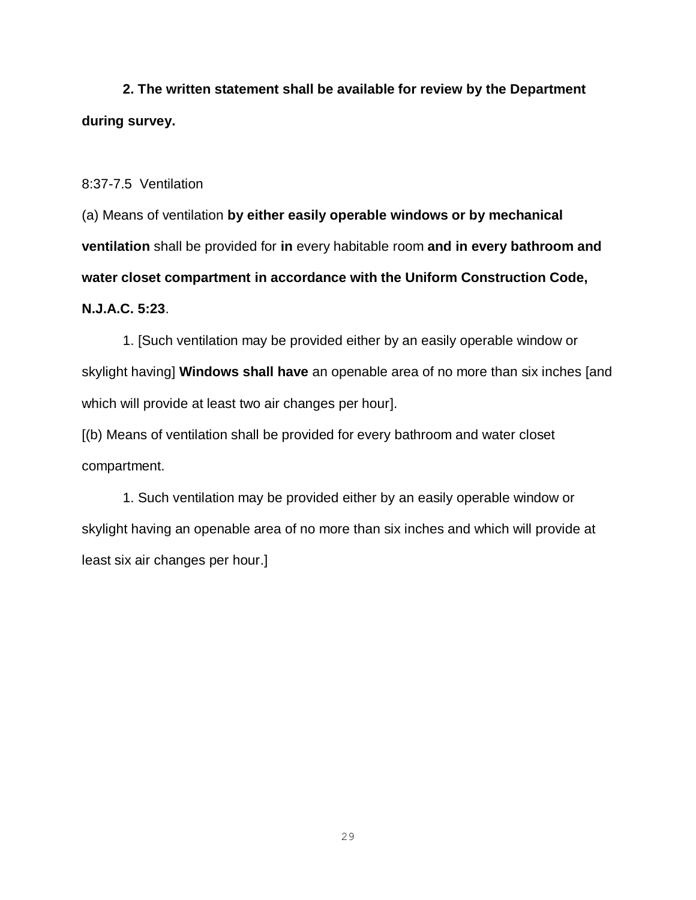**2. The written statement shall be available for review by the Department during survey.**

8:37-7.5 Ventilation

(a) Means of ventilation **by either easily operable windows or by mechanical ventilation** shall be provided for **in** every habitable room **and in every bathroom and water closet compartment in accordance with the Uniform Construction Code, N.J.A.C. 5:23**.

1. [Such ventilation may be provided either by an easily operable window or skylight having] **Windows shall have** an openable area of no more than six inches [and which will provide at least two air changes per hour].

[(b) Means of ventilation shall be provided for every bathroom and water closet compartment.

1. Such ventilation may be provided either by an easily operable window or skylight having an openable area of no more than six inches and which will provide at least six air changes per hour.]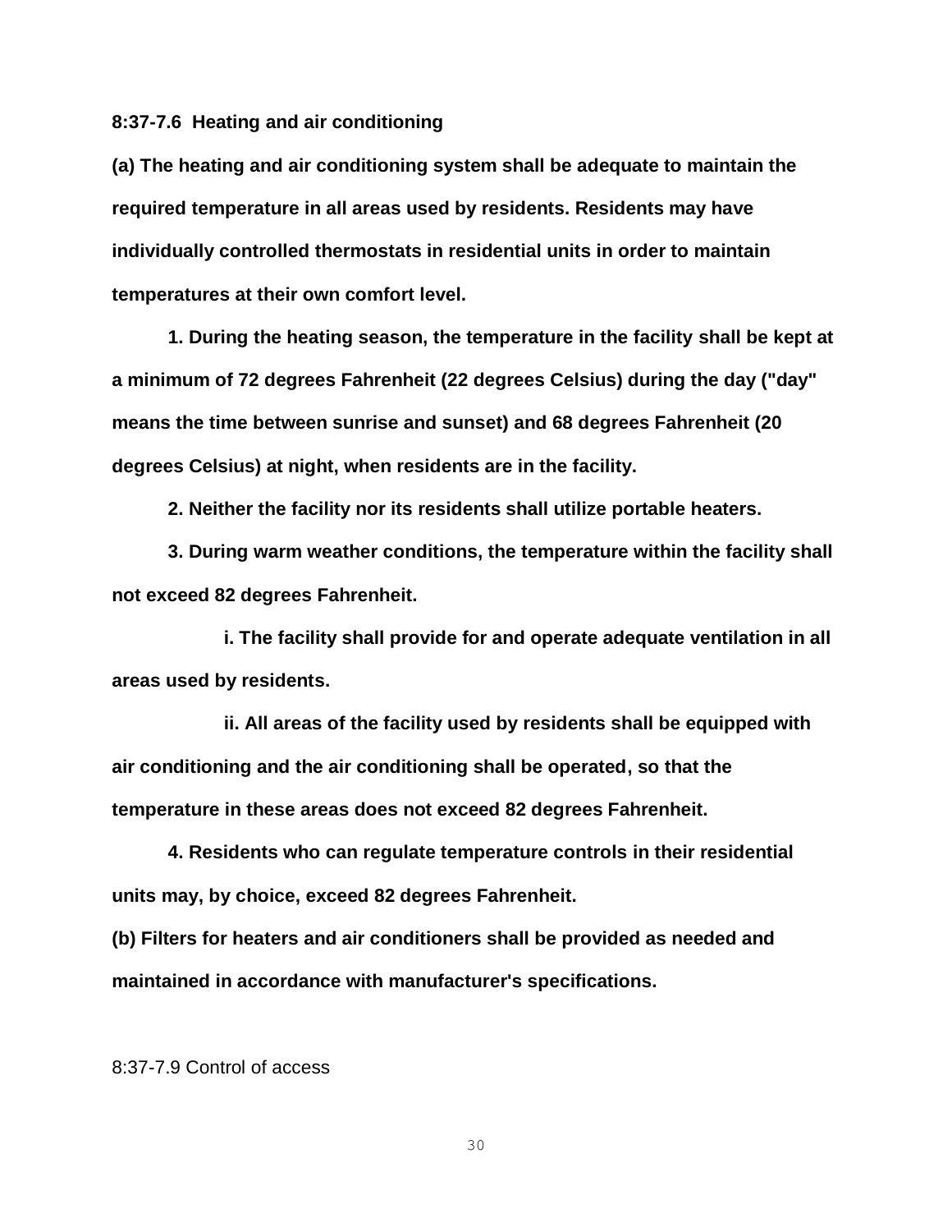**8:37-7.6 Heating and air conditioning**

**(a) The heating and air conditioning system shall be adequate to maintain the required temperature in all areas used by residents. Residents may have individually controlled thermostats in residential units in order to maintain temperatures at their own comfort level.**

**1. During the heating season, the temperature in the facility shall be kept at a minimum of 72 degrees Fahrenheit (22 degrees Celsius) during the day ("day" means the time between sunrise and sunset) and 68 degrees Fahrenheit (20 degrees Celsius) at night, when residents are in the facility.**

**2. Neither the facility nor its residents shall utilize portable heaters.**

**3. During warm weather conditions, the temperature within the facility shall not exceed 82 degrees Fahrenheit.**

**i. The facility shall provide for and operate adequate ventilation in all areas used by residents.**

**ii. All areas of the facility used by residents shall be equipped with air conditioning and the air conditioning shall be operated, so that the temperature in these areas does not exceed 82 degrees Fahrenheit.**

**4. Residents who can regulate temperature controls in their residential units may, by choice, exceed 82 degrees Fahrenheit.**

**(b) Filters for heaters and air conditioners shall be provided as needed and maintained in accordance with manufacturer's specifications.**

8:37-7.9 Control of access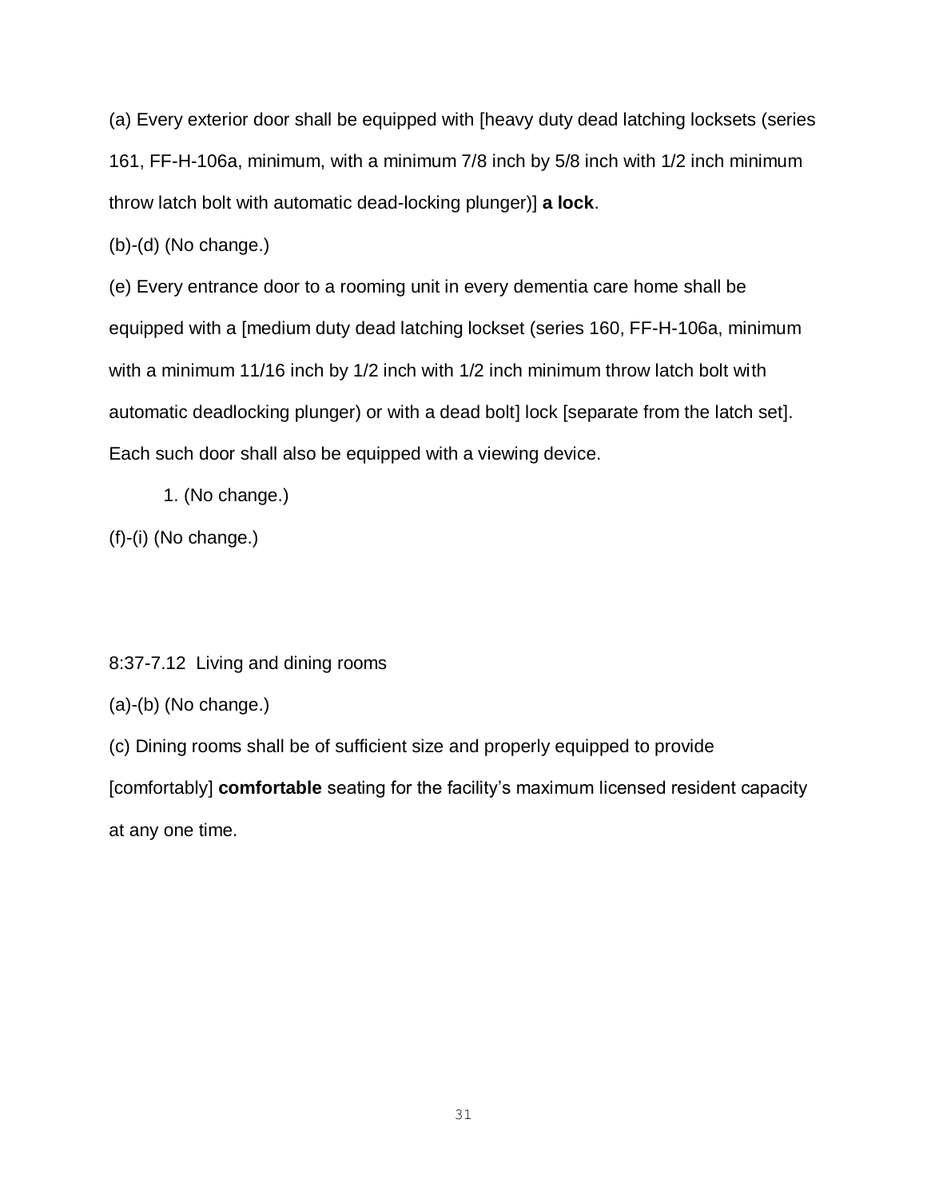(a) Every exterior door shall be equipped with [heavy duty dead latching locksets (series 161, FF-H-106a, minimum, with a minimum 7/8 inch by 5/8 inch with 1/2 inch minimum throw latch bolt with automatic dead-locking plunger)] **a lock**.

(b)-(d) (No change.)

(e) Every entrance door to a rooming unit in every dementia care home shall be equipped with a [medium duty dead latching lockset (series 160, FF-H-106a, minimum with a minimum 11/16 inch by 1/2 inch with 1/2 inch minimum throw latch bolt with automatic deadlocking plunger) or with a dead bolt] lock [separate from the latch set]. Each such door shall also be equipped with a viewing device.

1. (No change.)

(f)-(i) (No change.)

8:37-7.12 Living and dining rooms

(a)-(b) (No change.)

(c) Dining rooms shall be of sufficient size and properly equipped to provide [comfortably] **comfortable** seating for the facility's maximum licensed resident capacity at any one time.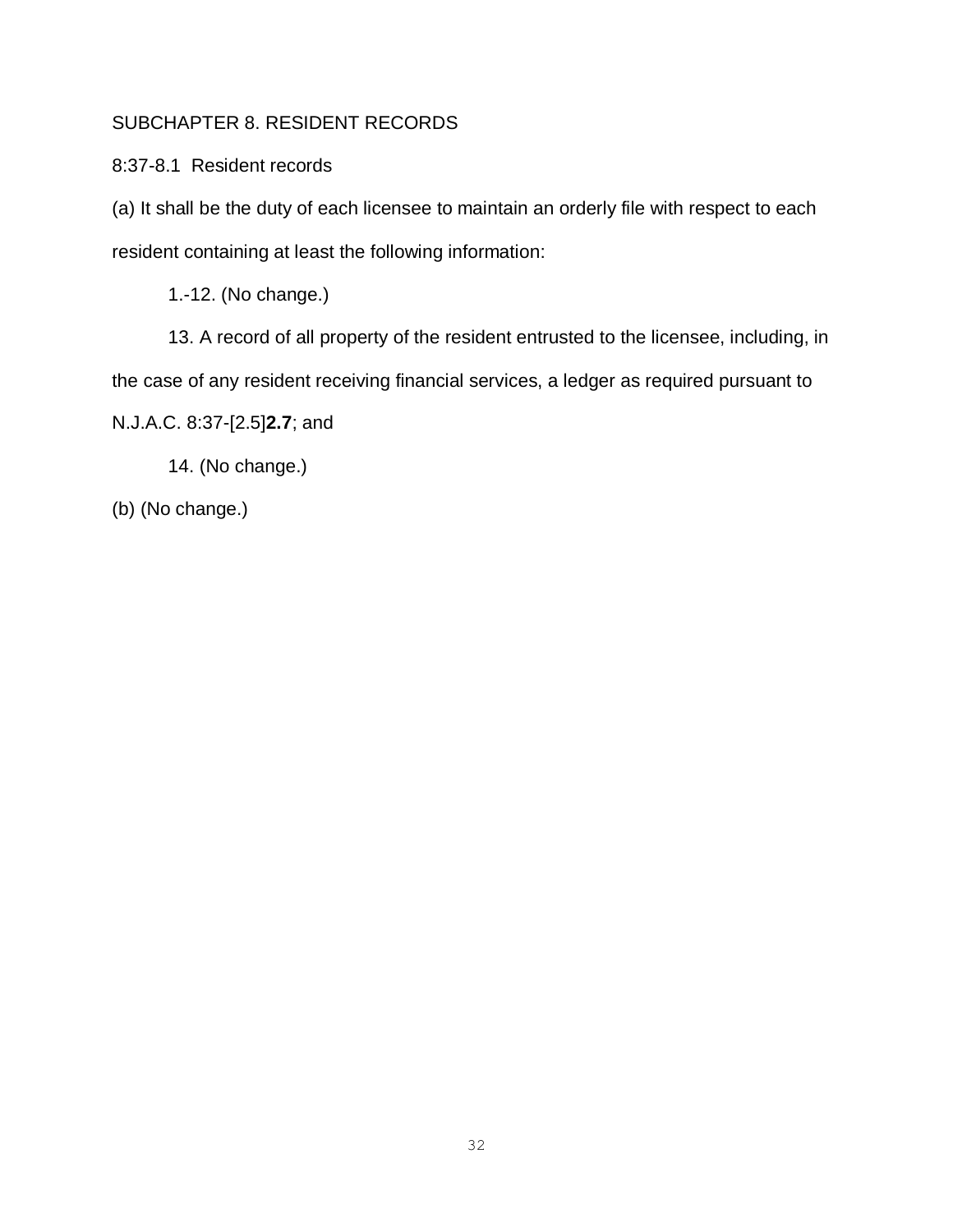SUBCHAPTER 8. RESIDENT RECORDS

8:37-8.1 Resident records

(a) It shall be the duty of each licensee to maintain an orderly file with respect to each resident containing at least the following information:

1.-12. (No change.)

13. A record of all property of the resident entrusted to the licensee, including, in the case of any resident receiving financial services, a ledger as required pursuant to N.J.A.C. 8:37-[2.5]**2.7**; and

14. (No change.)

(b) (No change.)